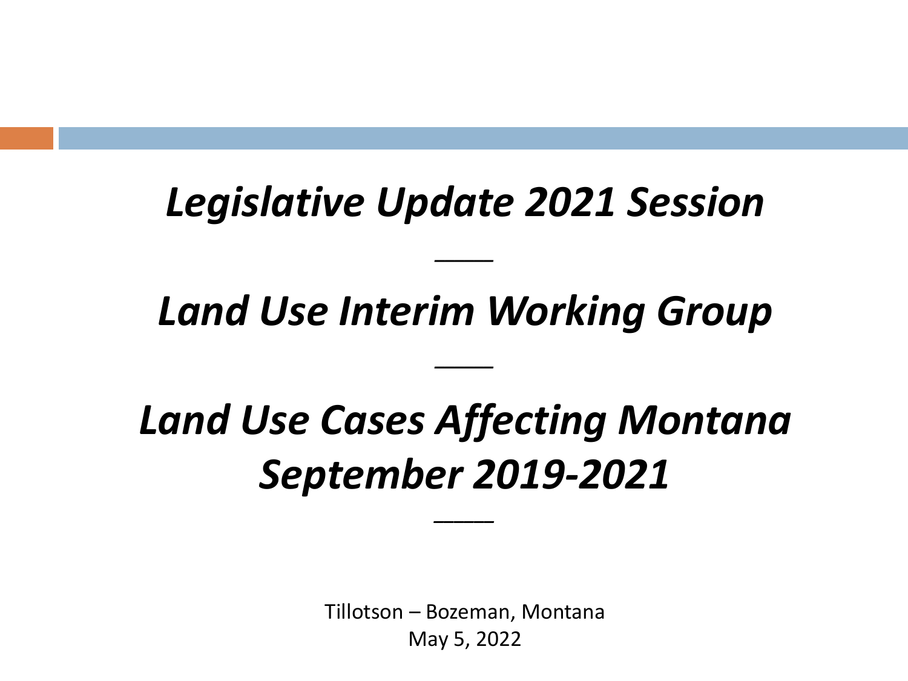# *Legislative Update 2021 Session*

___

# *Land Use Interim Working Group*

___

# *Land Use Cases Affecting Montana September 2019-2021*

___

Tillotson – Bozeman, Montana
May 5, 2022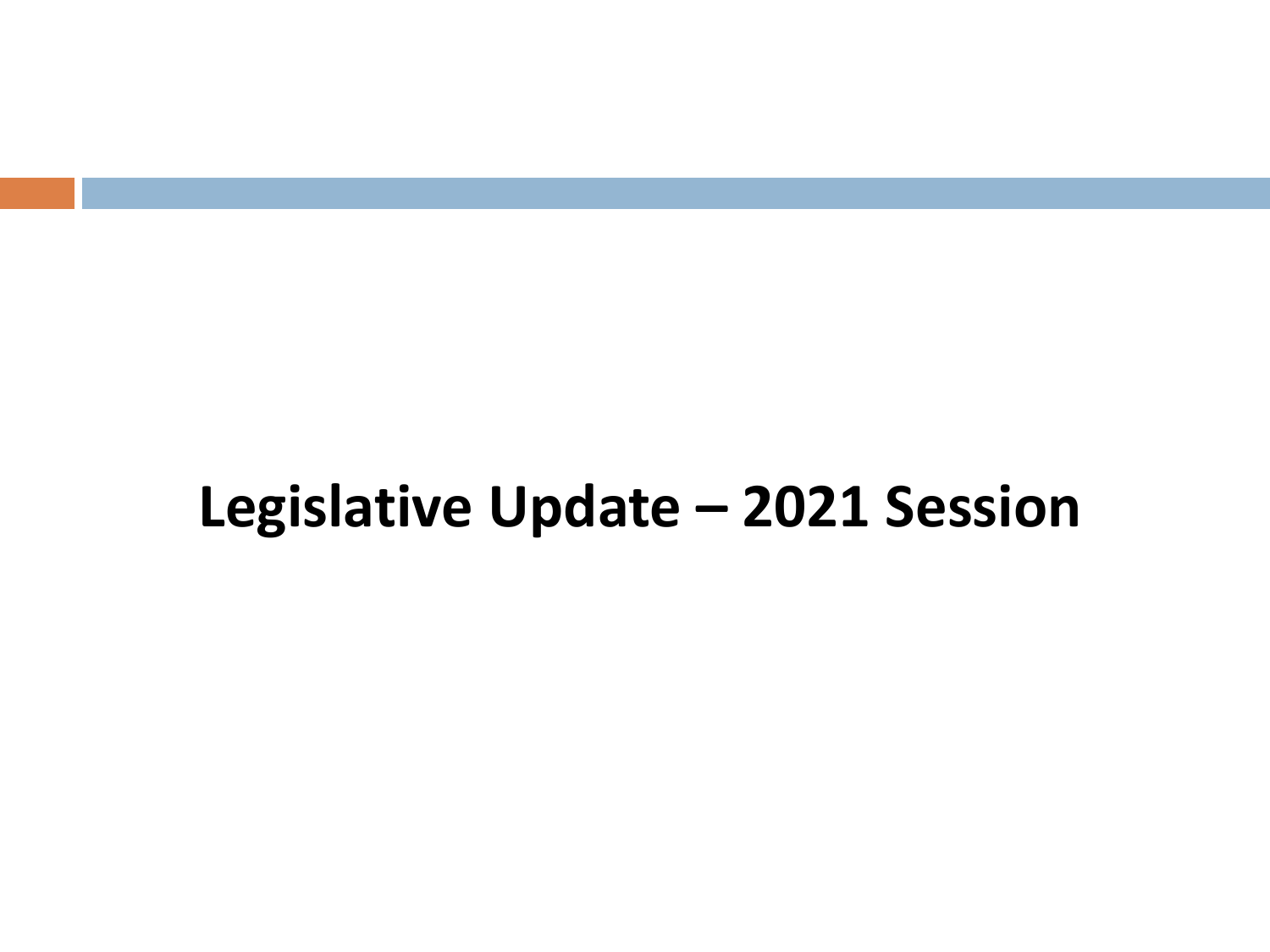# Legislative Update – 2021 Session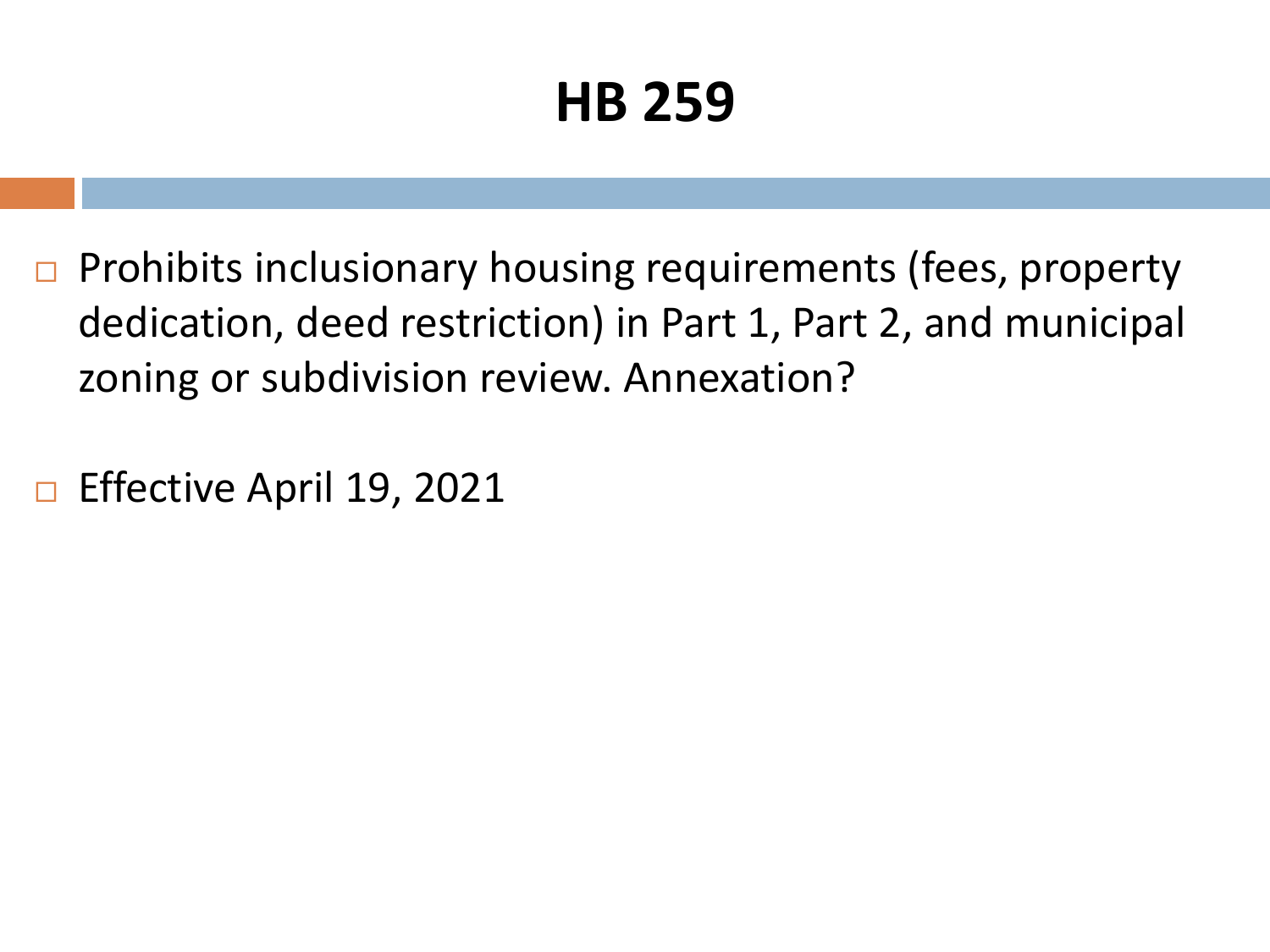# HB 259

- Prohibits inclusionary housing requirements (fees, property dedication, deed restriction) in Part 1, Part 2, and municipal zoning or subdivision review. Annexation?
- Effective April 19, 2021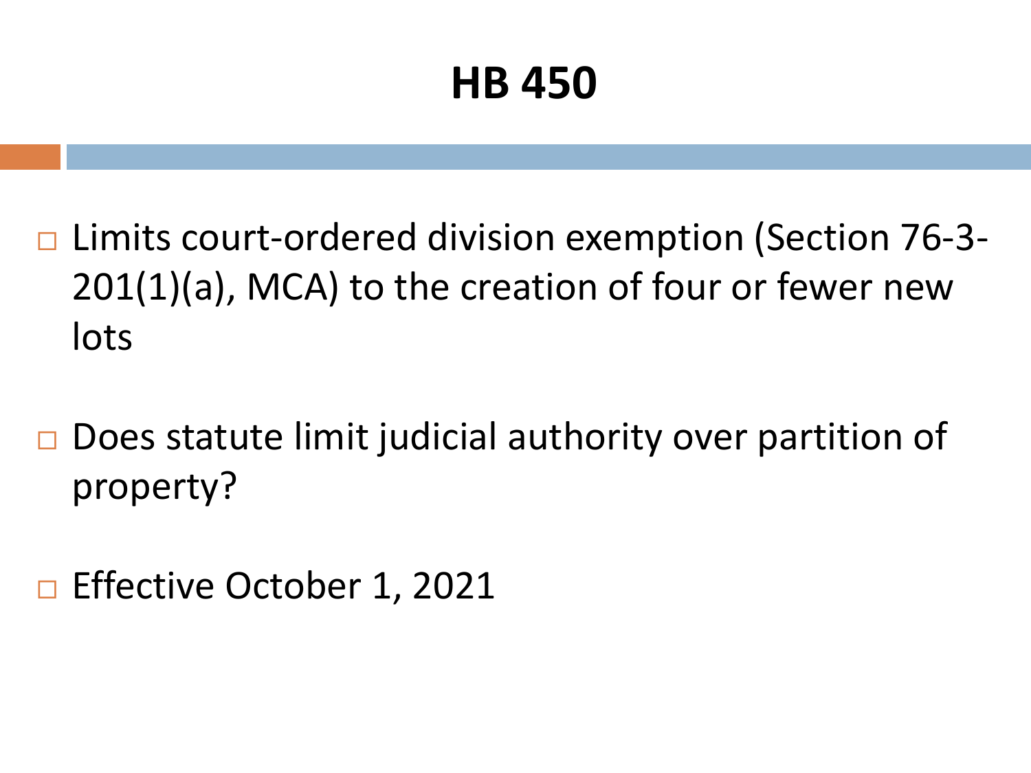# HB 450

- Limits court-ordered division exemption (Section 76-3-201(1)(a), MCA) to the creation of four or fewer new lots

- Does statute limit judicial authority over partition of property?

- Effective October 1, 2021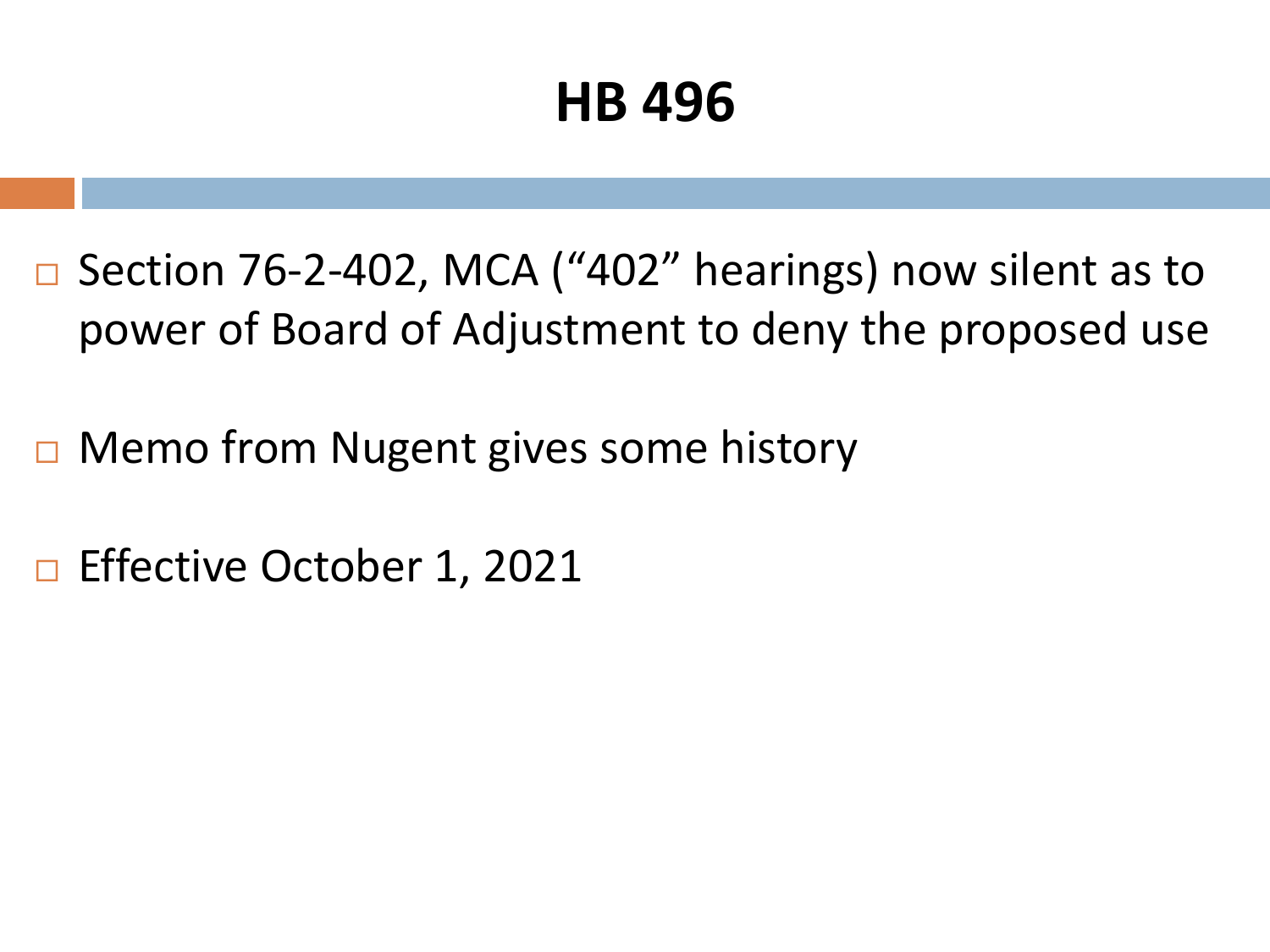# HB 496

- Section 76-2-402, MCA (“402” hearings) now silent as to power of Board of Adjustment to deny the proposed use
- Memo from Nugent gives some history
- Effective October 1, 2021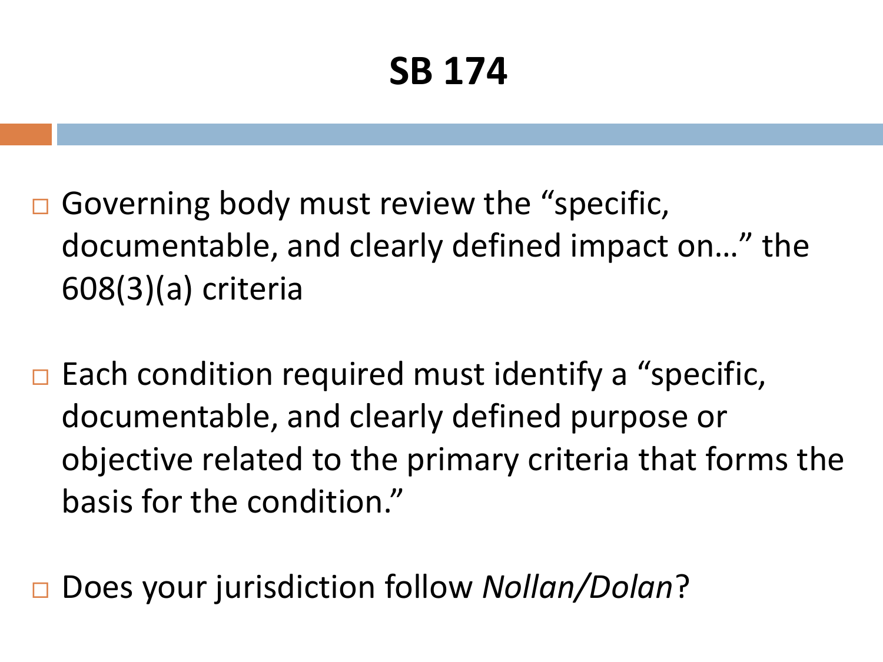# SB 174

- Governing body must review the "specific, documentable, and clearly defined impact on…" the 608(3)(a) criteria

- Each condition required must identify a "specific, documentable, and clearly defined purpose or objective related to the primary criteria that forms the basis for the condition."

- Does your jurisdiction follow *Nollan/Dolan*?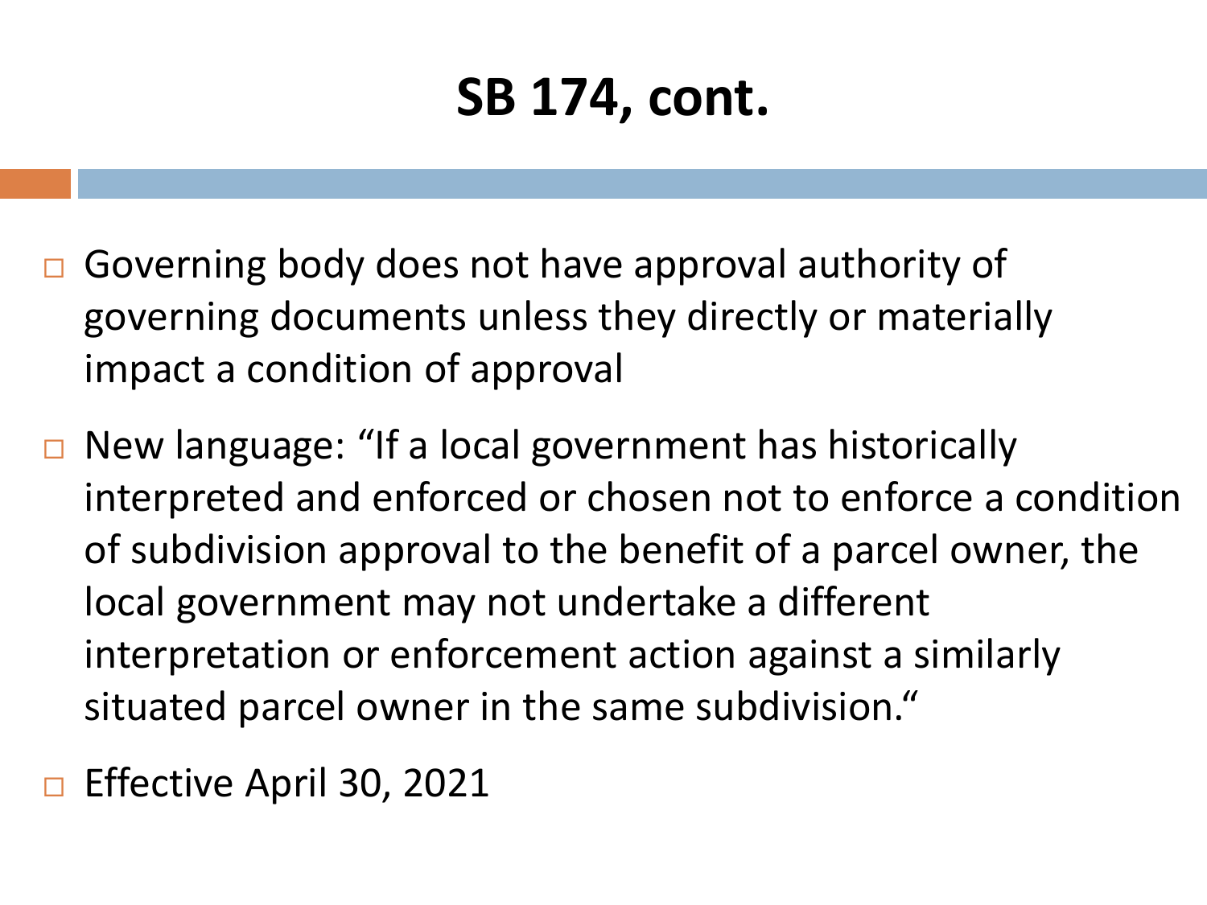# SB 174, cont.

- Governing body does not have approval authority of governing documents unless they directly or materially impact a condition of approval
- New language: "If a local government has historically interpreted and enforced or chosen not to enforce a condition of subdivision approval to the benefit of a parcel owner, the local government may not undertake a different interpretation or enforcement action against a similarly situated parcel owner in the same subdivision."
- Effective April 30, 2021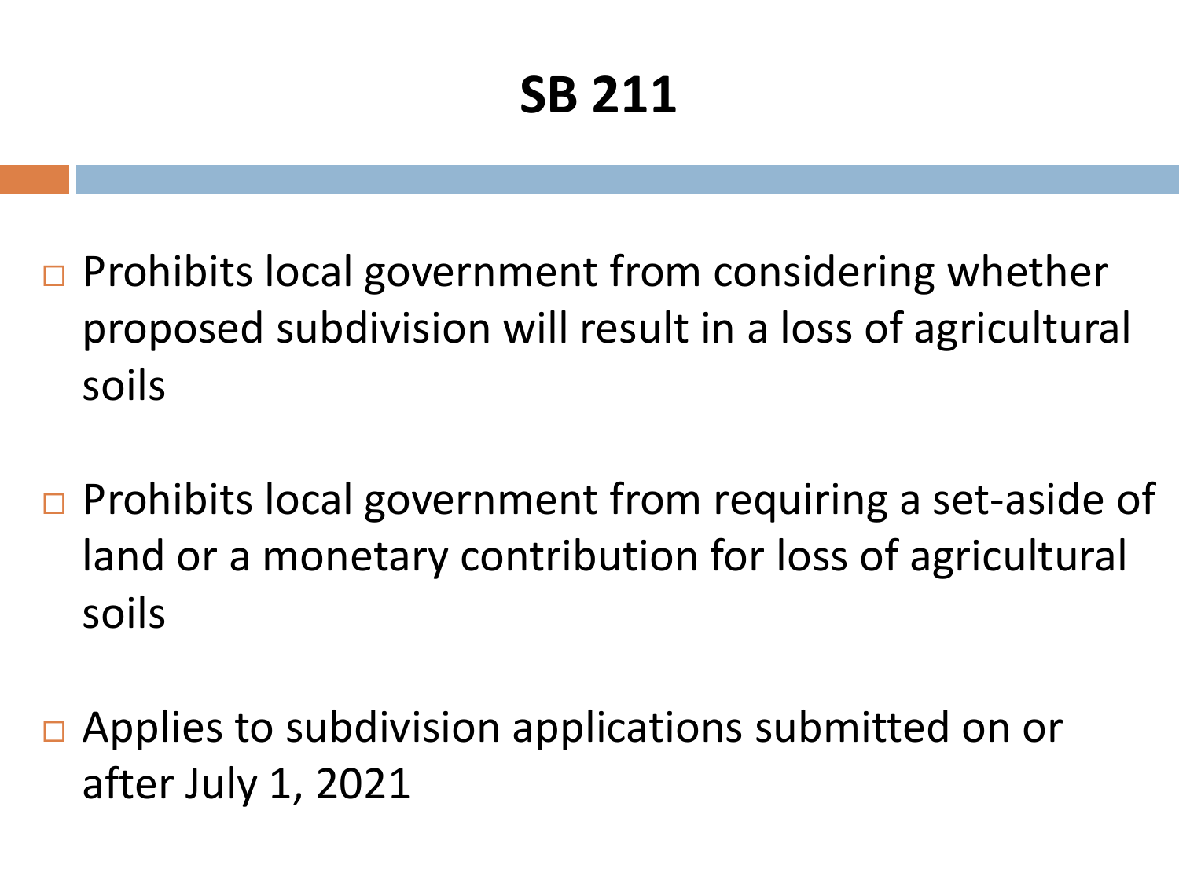# SB 211

- Prohibits local government from considering whether proposed subdivision will result in a loss of agricultural soils
- Prohibits local government from requiring a set-aside of land or a monetary contribution for loss of agricultural soils
- Applies to subdivision applications submitted on or after July 1, 2021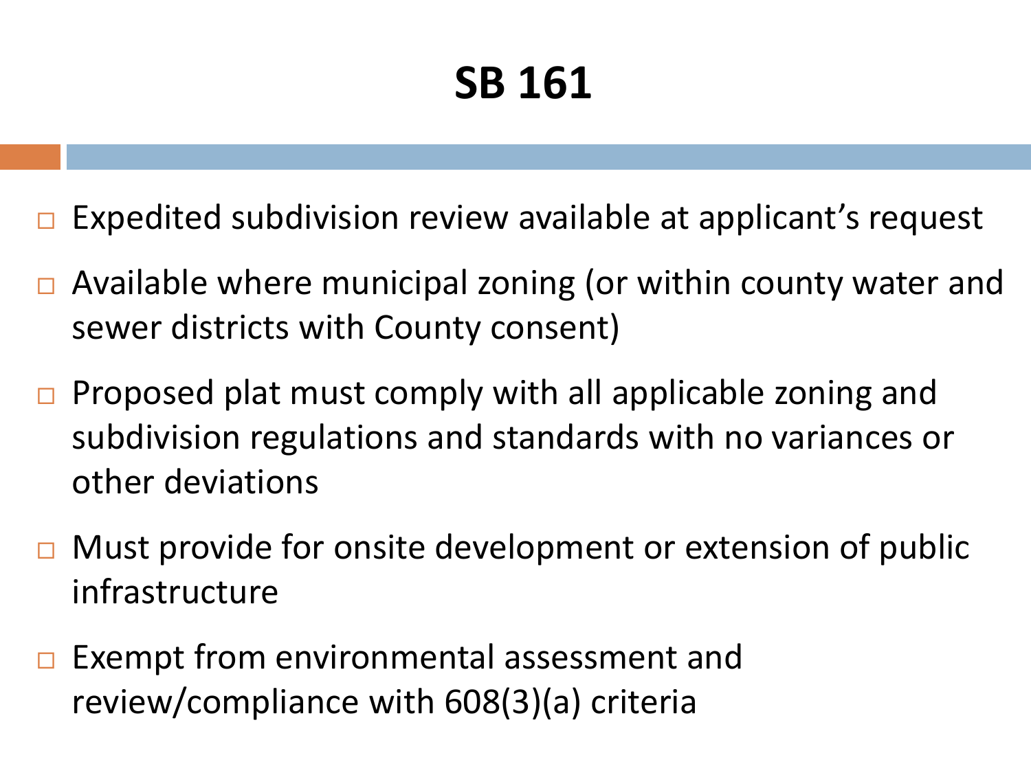# SB 161

- Expedited subdivision review available at applicant's request
- Available where municipal zoning (or within county water and sewer districts with County consent)
- Proposed plat must comply with all applicable zoning and subdivision regulations and standards with no variances or other deviations
- Must provide for onsite development or extension of public infrastructure
- Exempt from environmental assessment and review/compliance with 608(3)(a) criteria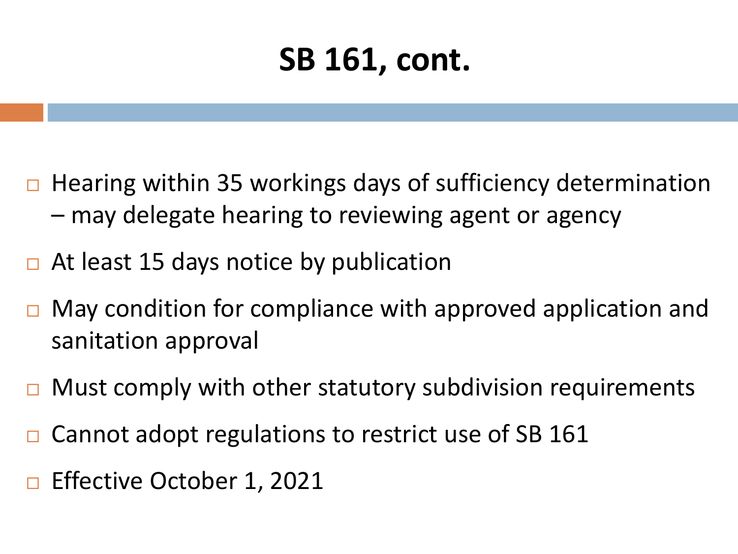# SB 161, cont.

- Hearing within 35 workings days of sufficiency determination – may delegate hearing to reviewing agent or agency
- At least 15 days notice by publication
- May condition for compliance with approved application and sanitation approval
- Must comply with other statutory subdivision requirements
- Cannot adopt regulations to restrict use of SB 161
- Effective October 1, 2021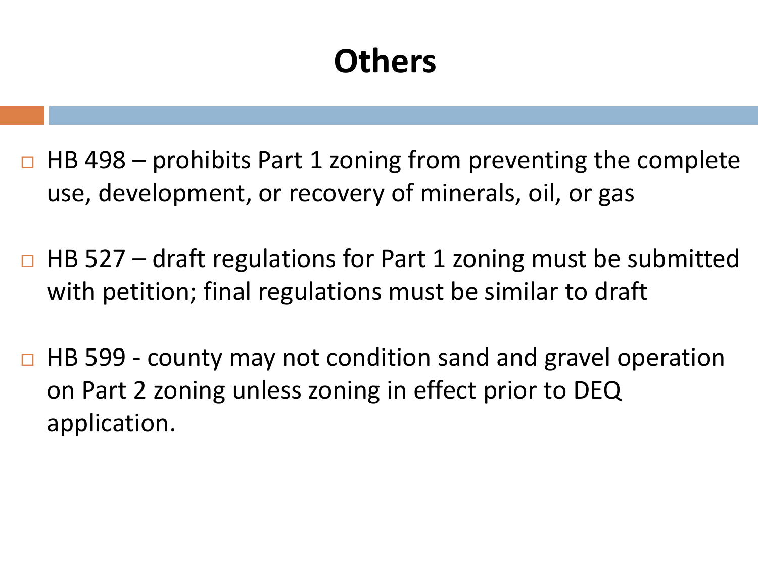# Others

- HB 498 – prohibits Part 1 zoning from preventing the complete use, development, or recovery of minerals, oil, or gas
- HB 527 – draft regulations for Part 1 zoning must be submitted with petition; final regulations must be similar to draft
- HB 599 - county may not condition sand and gravel operation on Part 2 zoning unless zoning in effect prior to DEQ application.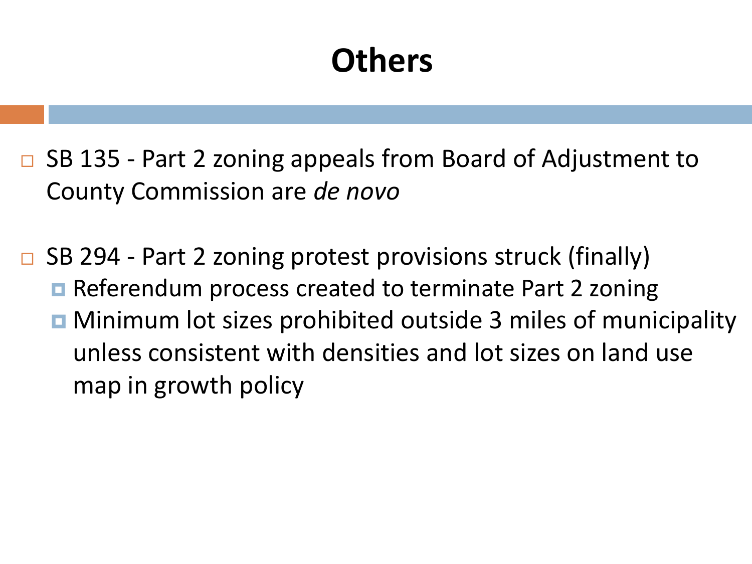# Others

- SB 135 - Part 2 zoning appeals from Board of Adjustment to County Commission are *de novo*

- SB 294 - Part 2 zoning protest provisions struck (finally)
  - Referendum process created to terminate Part 2 zoning
  - Minimum lot sizes prohibited outside 3 miles of municipality unless consistent with densities and lot sizes on land use map in growth policy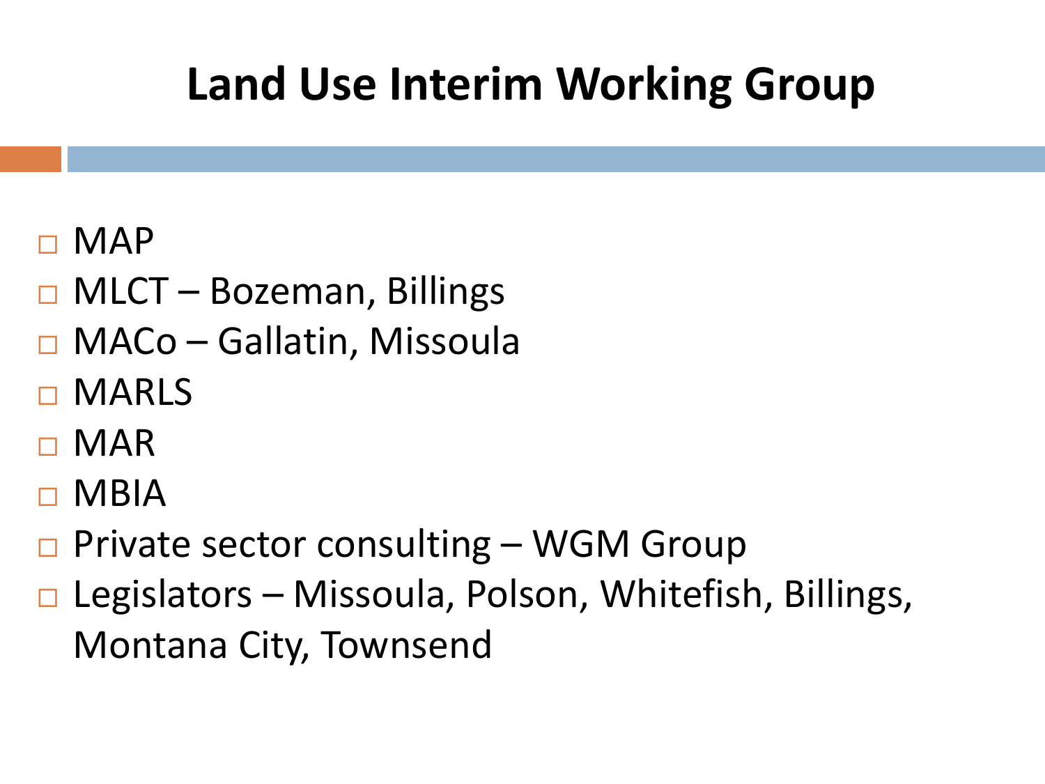# Land Use Interim Working Group

- MAP
- MLCT – Bozeman, Billings
- MACo – Gallatin, Missoula
- MARLS
- MAR
- MBIA
- Private sector consulting – WGM Group
- Legislators – Missoula, Polson, Whitefish, Billings, Montana City, Townsend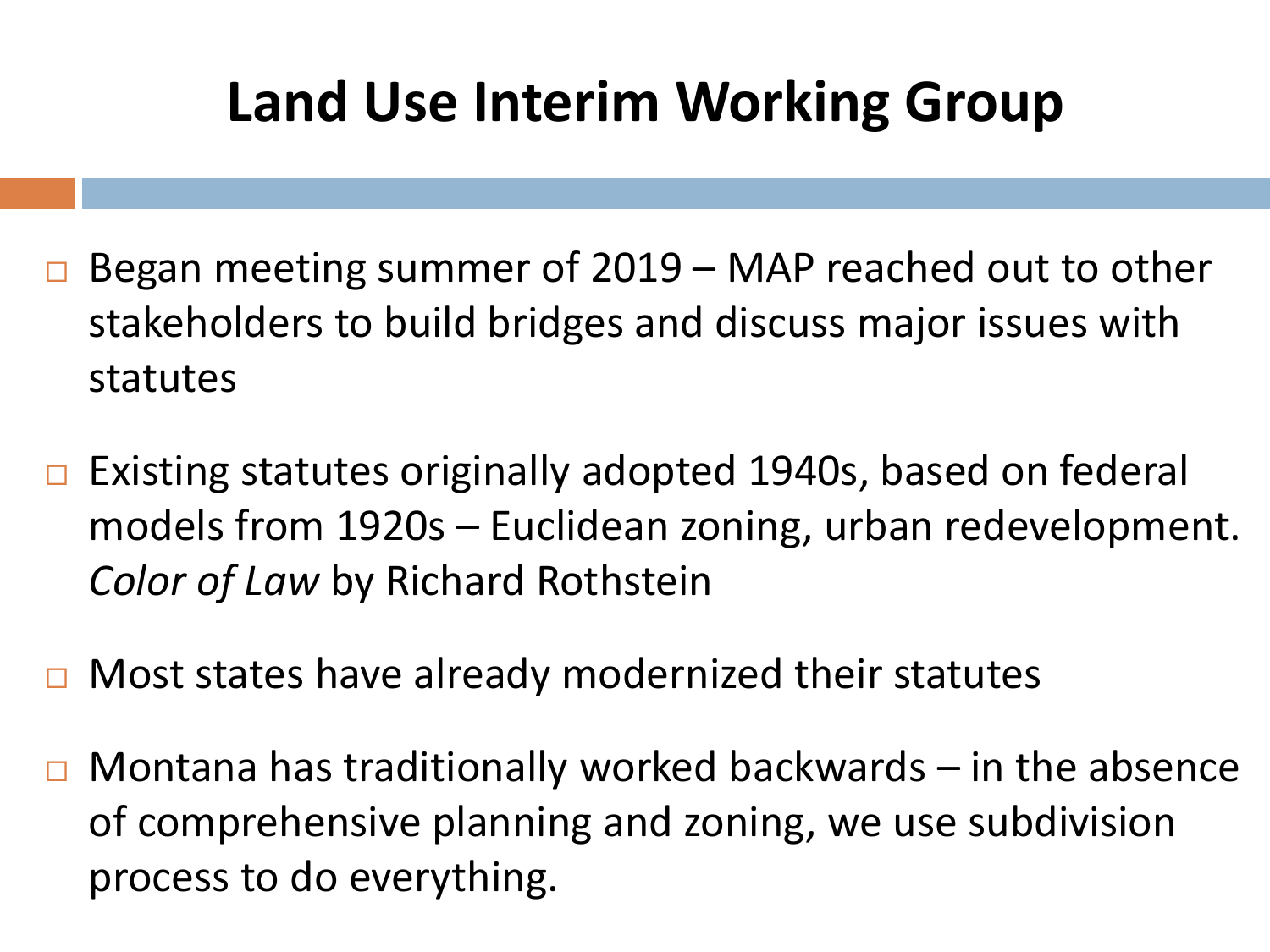# Land Use Interim Working Group

- Began meeting summer of 2019 – MAP reached out to other stakeholders to build bridges and discuss major issues with statutes
- Existing statutes originally adopted 1940s, based on federal models from 1920s – Euclidean zoning, urban redevelopment. *Color of Law* by Richard Rothstein
- Most states have already modernized their statutes
- Montana has traditionally worked backwards – in the absence of comprehensive planning and zoning, we use subdivision process to do everything.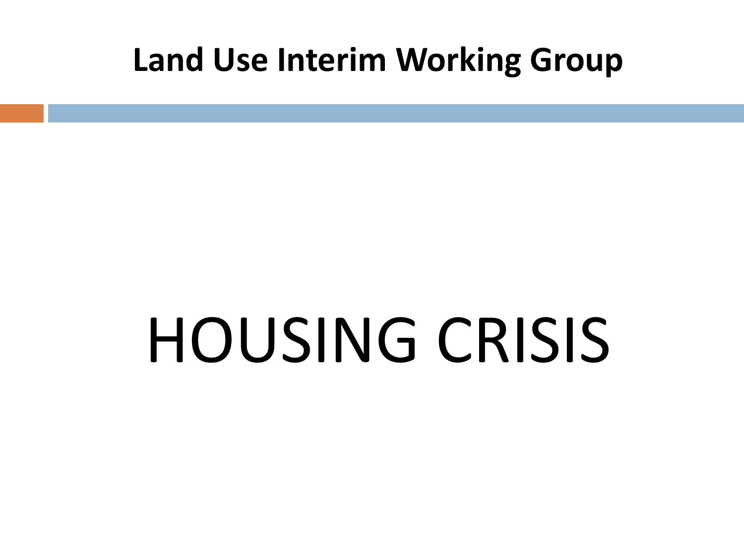## Land Use Interim Working Group

# HOUSING CRISIS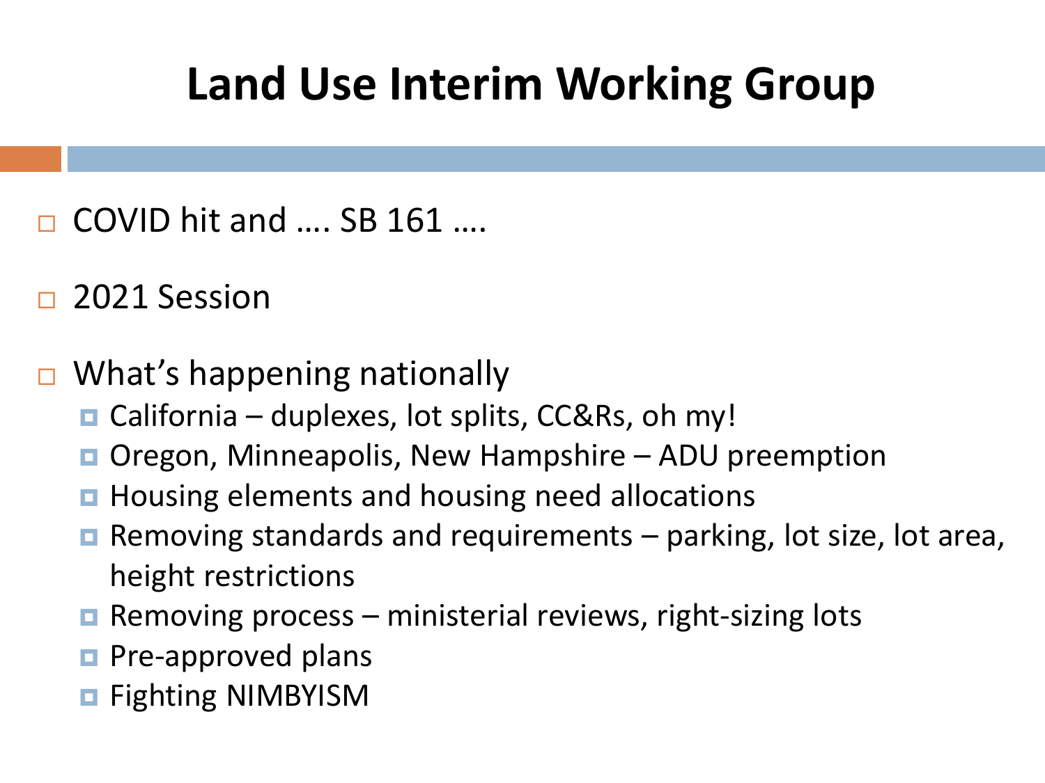# Land Use Interim Working Group

- COVID hit and …. SB 161 ….
- 2021 Session
- What's happening nationally
  - California – duplexes, lot splits, CC&Rs, oh my!
  - Oregon, Minneapolis, New Hampshire – ADU preemption
  - Housing elements and housing need allocations
  - Removing standards and requirements – parking, lot size, lot area, height restrictions
  - Removing process – ministerial reviews, right-sizing lots
  - Pre-approved plans
  - Fighting NIMBYISM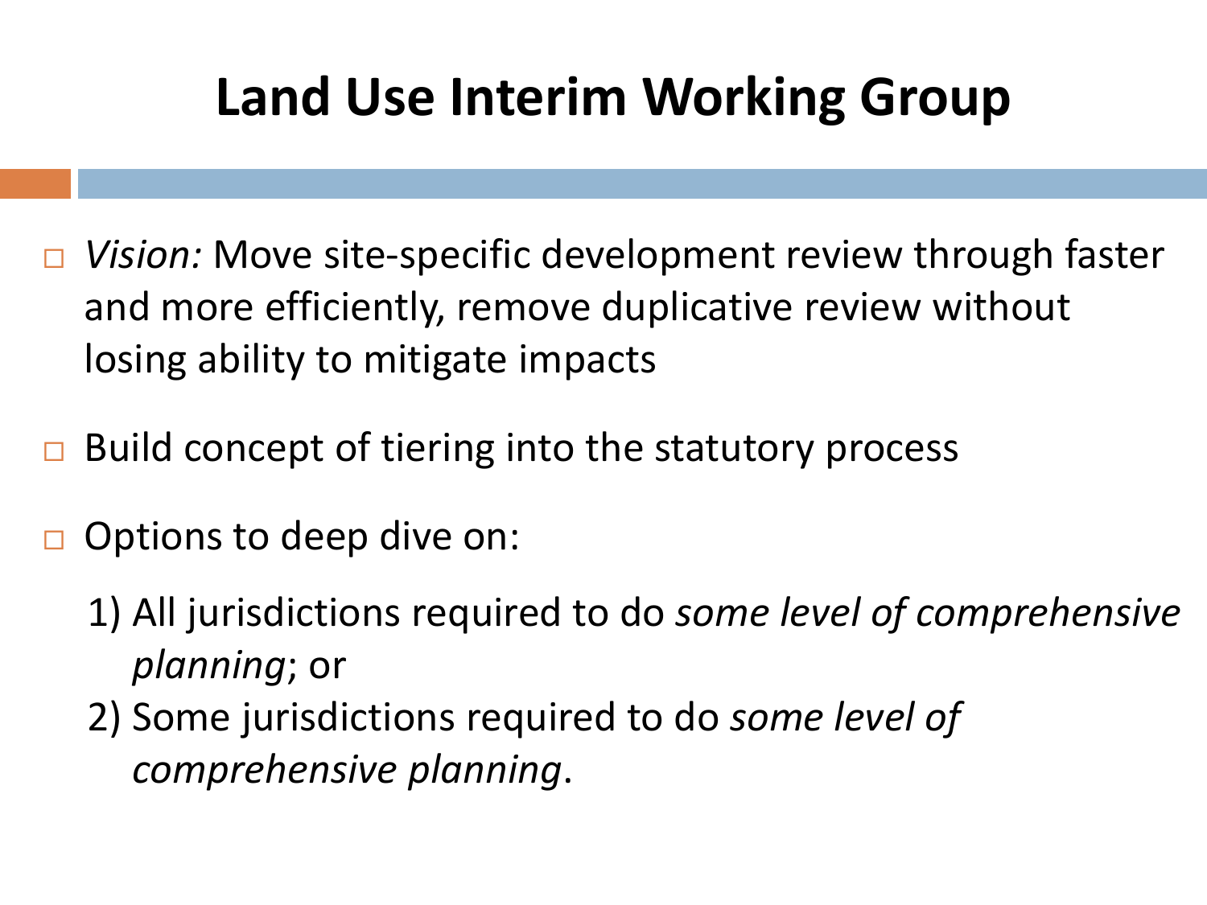# Land Use Interim Working Group

- *Vision:* Move site-specific development review through faster and more efficiently, remove duplicative review without losing ability to mitigate impacts
- Build concept of tiering into the statutory process
- Options to deep dive on:
  1) All jurisdictions required to do *some level of comprehensive planning*; or
  2) Some jurisdictions required to do *some level of comprehensive planning*.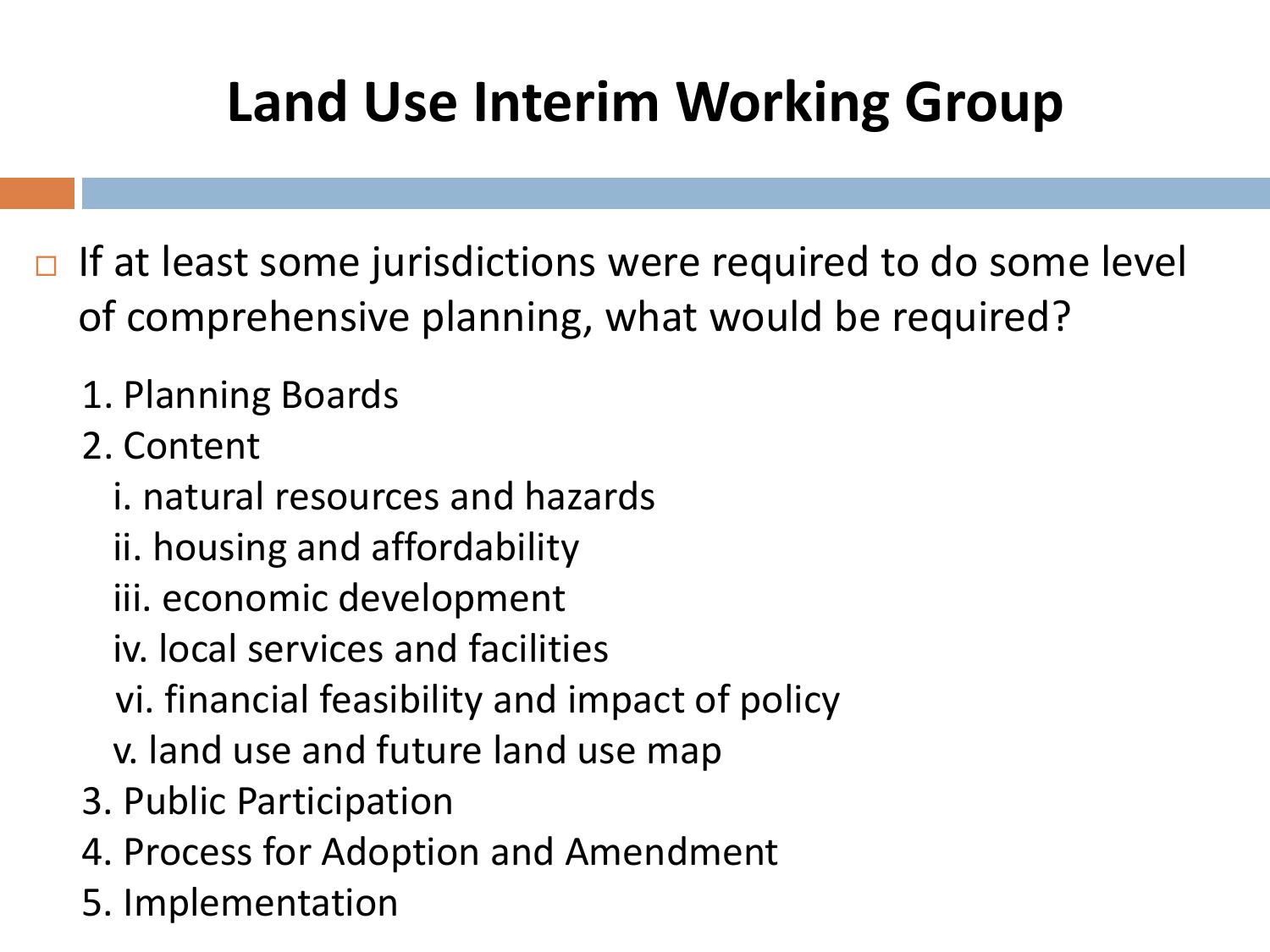# Land Use Interim Working Group

- If at least some jurisdictions were required to do some level of comprehensive planning, what would be required?

1. Planning Boards
2. Content
   - i. natural resources and hazards
   - ii. housing and affordability
   - iii. economic development
   - iv. local services and facilities
   - vi. financial feasibility and impact of policy
   - v. land use and future land use map
3. Public Participation
4. Process for Adoption and Amendment
5. Implementation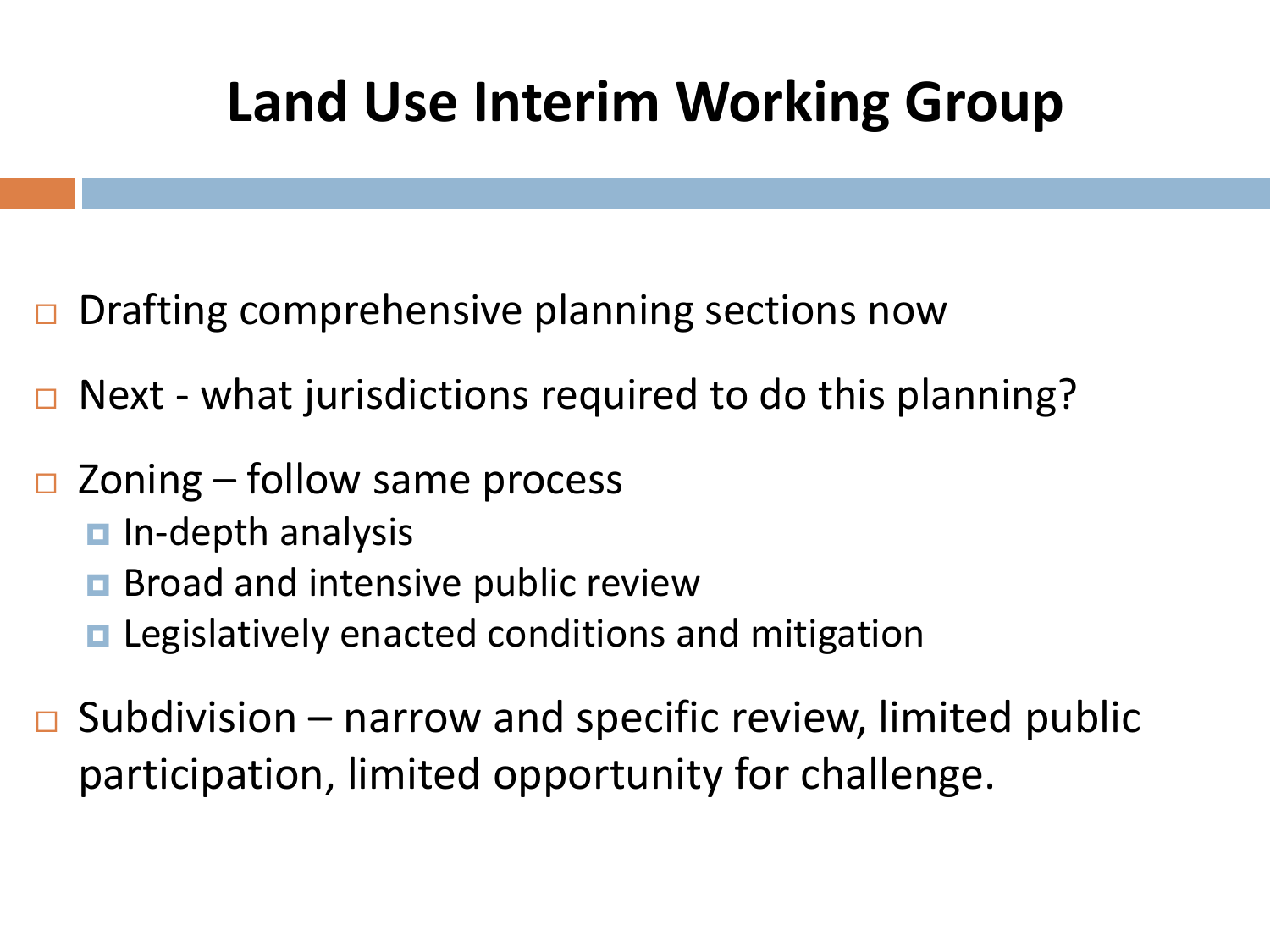# Land Use Interim Working Group

- Drafting comprehensive planning sections now
- Next - what jurisdictions required to do this planning?
- Zoning – follow same process
  - In-depth analysis
  - Broad and intensive public review
  - Legislatively enacted conditions and mitigation
- Subdivision – narrow and specific review, limited public participation, limited opportunity for challenge.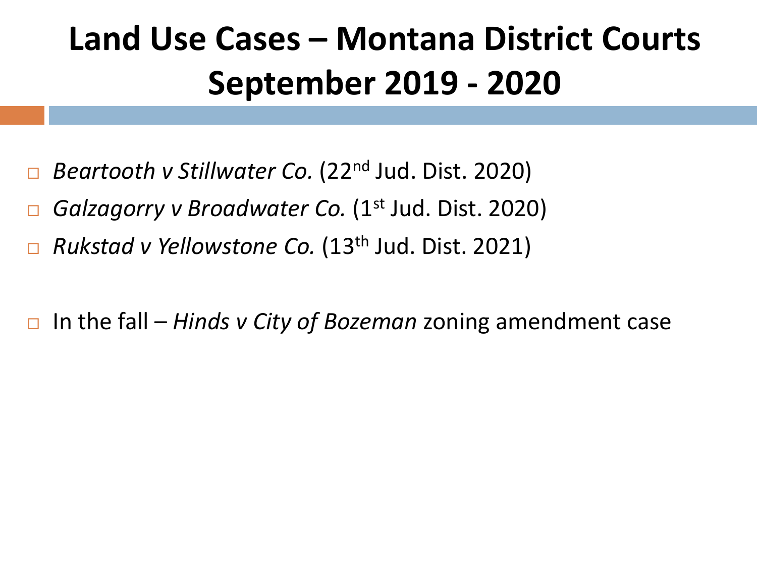# Land Use Cases – Montana District Courts September 2019 - 2020

- *Beartooth v Stillwater Co.* (22nd Jud. Dist. 2020)
- *Galzagorry v Broadwater Co.* (1st Jud. Dist. 2020)
- *Rukstad v Yellowstone Co.* (13th Jud. Dist. 2021)

- In the fall – *Hinds v City of Bozeman* zoning amendment case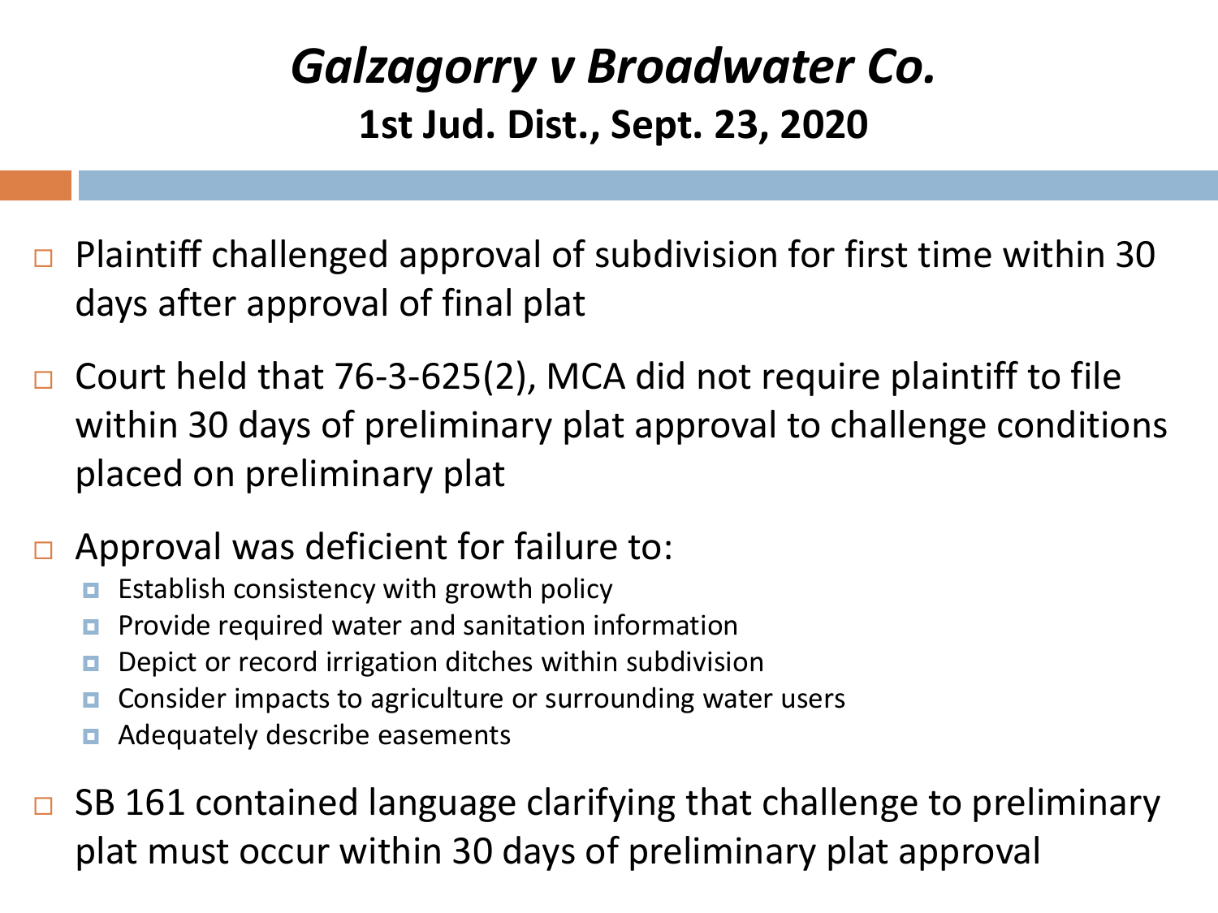# *Galzagorry v Broadwater Co.*

## 1st Jud. Dist., Sept. 23, 2020

- Plaintiff challenged approval of subdivision for first time within 30 days after approval of final plat
- Court held that 76-3-625(2), MCA did not require plaintiff to file within 30 days of preliminary plat approval to challenge conditions placed on preliminary plat
- Approval was deficient for failure to:
  - Establish consistency with growth policy
  - Provide required water and sanitation information
  - Depict or record irrigation ditches within subdivision
  - Consider impacts to agriculture or surrounding water users
  - Adequately describe easements
- SB 161 contained language clarifying that challenge to preliminary plat must occur within 30 days of preliminary plat approval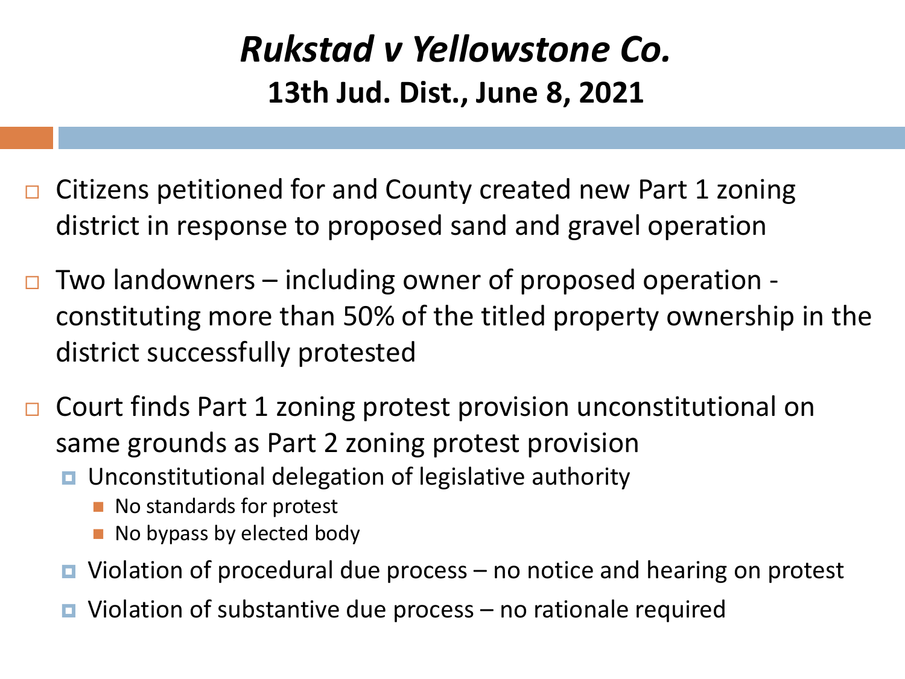# *Rukstad v Yellowstone Co.*

## 13th Jud. Dist., June 8, 2021

- Citizens petitioned for and County created new Part 1 zoning district in response to proposed sand and gravel operation
- Two landowners – including owner of proposed operation - constituting more than 50% of the titled property ownership in the district successfully protested
- Court finds Part 1 zoning protest provision unconstitutional on same grounds as Part 2 zoning protest provision
  - Unconstitutional delegation of legislative authority
    - No standards for protest
    - No bypass by elected body
  - Violation of procedural due process – no notice and hearing on protest
  - Violation of substantive due process – no rationale required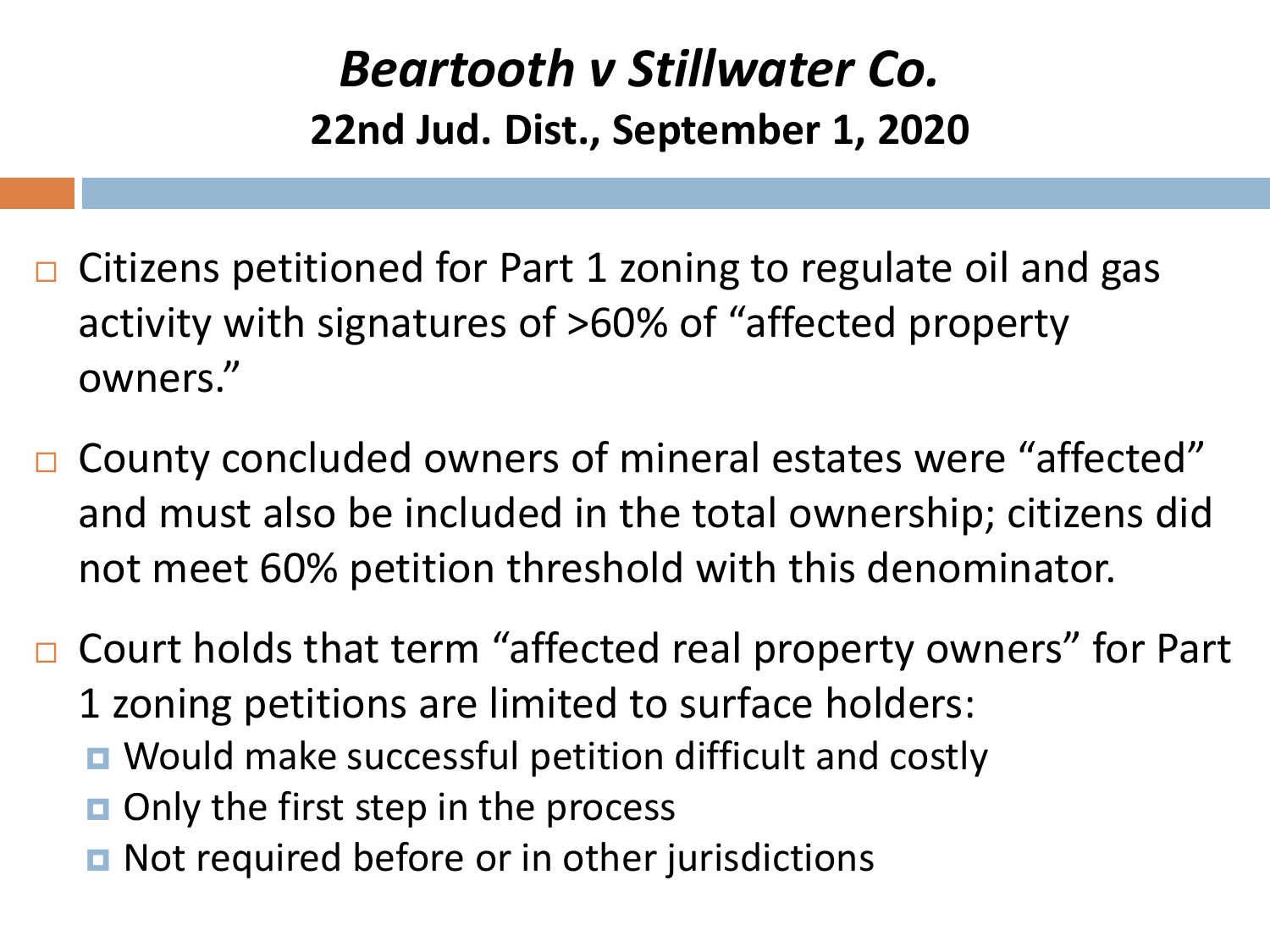# *Beartooth v Stillwater Co.*

## 22nd Jud. Dist., September 1, 2020

- Citizens petitioned for Part 1 zoning to regulate oil and gas activity with signatures of >60% of "affected property owners."
- County concluded owners of mineral estates were "affected" and must also be included in the total ownership; citizens did not meet 60% petition threshold with this denominator.
- Court holds that term "affected real property owners" for Part 1 zoning petitions are limited to surface holders:
  - Would make successful petition difficult and costly
  - Only the first step in the process
  - Not required before or in other jurisdictions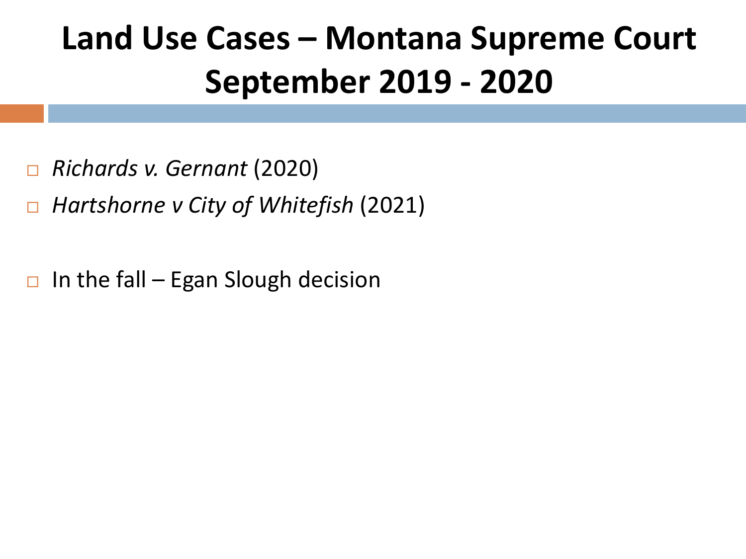# Land Use Cases – Montana Supreme Court September 2019 - 2020

- *Richards v. Gernant* (2020)
- *Hartshorne v City of Whitefish* (2021)

- In the fall – Egan Slough decision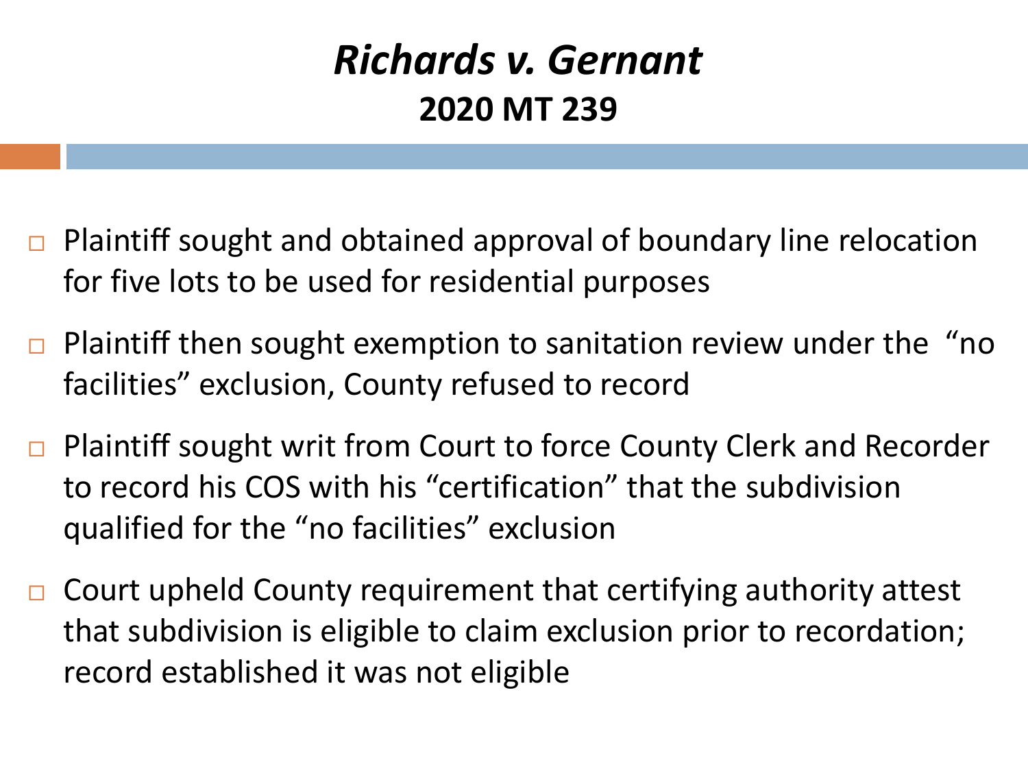# *Richards v. Gernant*

## 2020 MT 239

- Plaintiff sought and obtained approval of boundary line relocation for five lots to be used for residential purposes
- Plaintiff then sought exemption to sanitation review under the "no facilities" exclusion, County refused to record
- Plaintiff sought writ from Court to force County Clerk and Recorder to record his COS with his "certification" that the subdivision qualified for the "no facilities" exclusion
- Court upheld County requirement that certifying authority attest that subdivision is eligible to claim exclusion prior to recordation; record established it was not eligible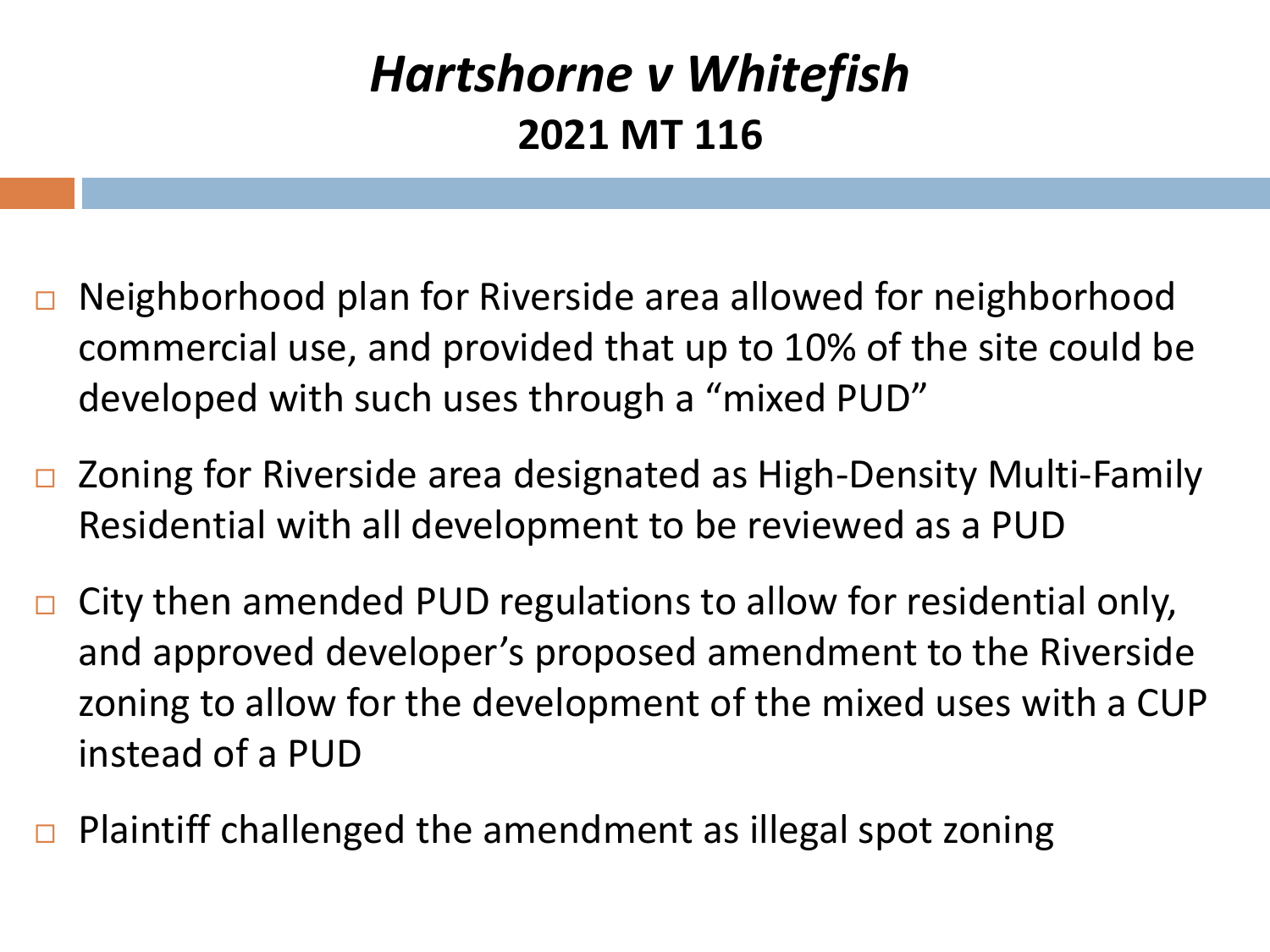# *Hartshorne v Whitefish*
## 2021 MT 116

- Neighborhood plan for Riverside area allowed for neighborhood commercial use, and provided that up to 10% of the site could be developed with such uses through a "mixed PUD"
- Zoning for Riverside area designated as High-Density Multi-Family Residential with all development to be reviewed as a PUD
- City then amended PUD regulations to allow for residential only, and approved developer's proposed amendment to the Riverside zoning to allow for the development of the mixed uses with a CUP instead of a PUD
- Plaintiff challenged the amendment as illegal spot zoning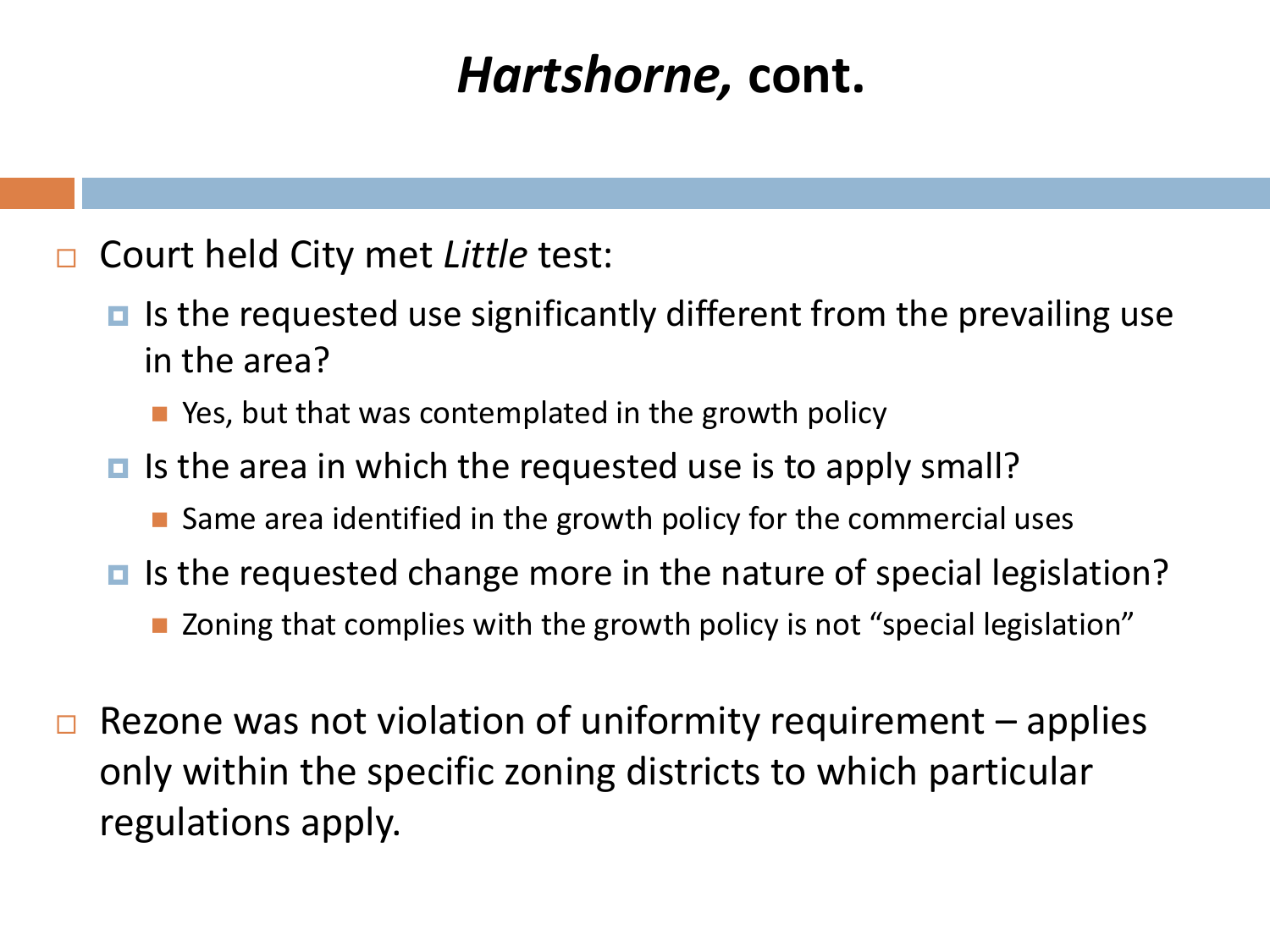# *Hartshorne,* cont.

- Court held City met *Little* test:
  - Is the requested use significantly different from the prevailing use in the area?
    - Yes, but that was contemplated in the growth policy
  - Is the area in which the requested use is to apply small?
    - Same area identified in the growth policy for the commercial uses
  - Is the requested change more in the nature of special legislation?
    - Zoning that complies with the growth policy is not "special legislation"

- Rezone was not violation of uniformity requirement – applies only within the specific zoning districts to which particular regulations apply.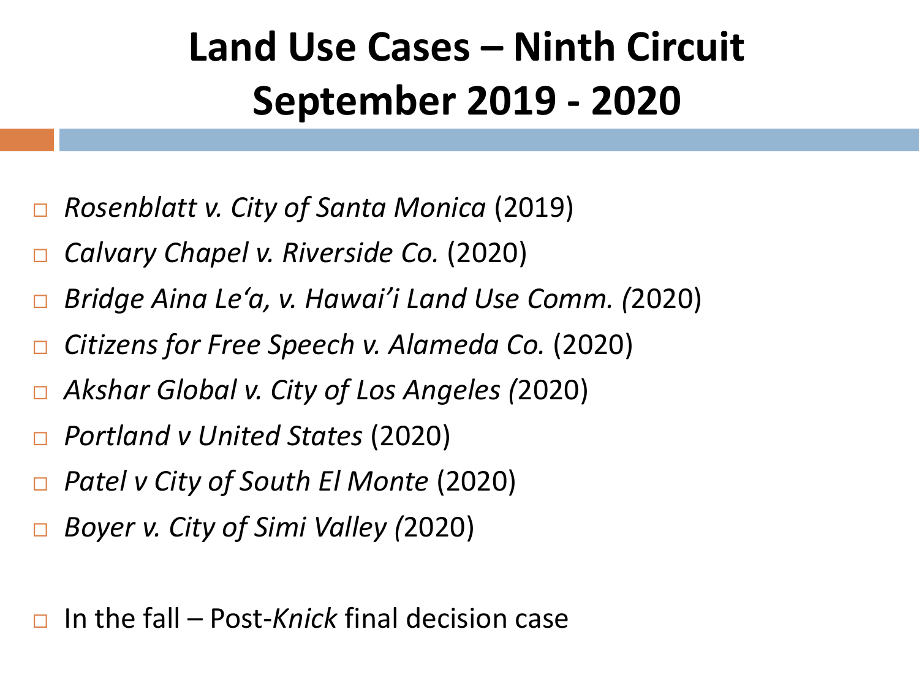# Land Use Cases – Ninth Circuit September 2019 - 2020

- *Rosenblatt v. City of Santa Monica* (2019)
- *Calvary Chapel v. Riverside Co.* (2020)
- *Bridge Aina Le'a, v. Hawai'i Land Use Comm. (*2020)
- *Citizens for Free Speech v. Alameda Co.* (2020)
- *Akshar Global v. City of Los Angeles (*2020)
- *Portland v United States* (2020)
- *Patel v City of South El Monte* (2020)
- *Boyer v. City of Simi Valley (*2020)

- In the fall – Post-*Knick* final decision case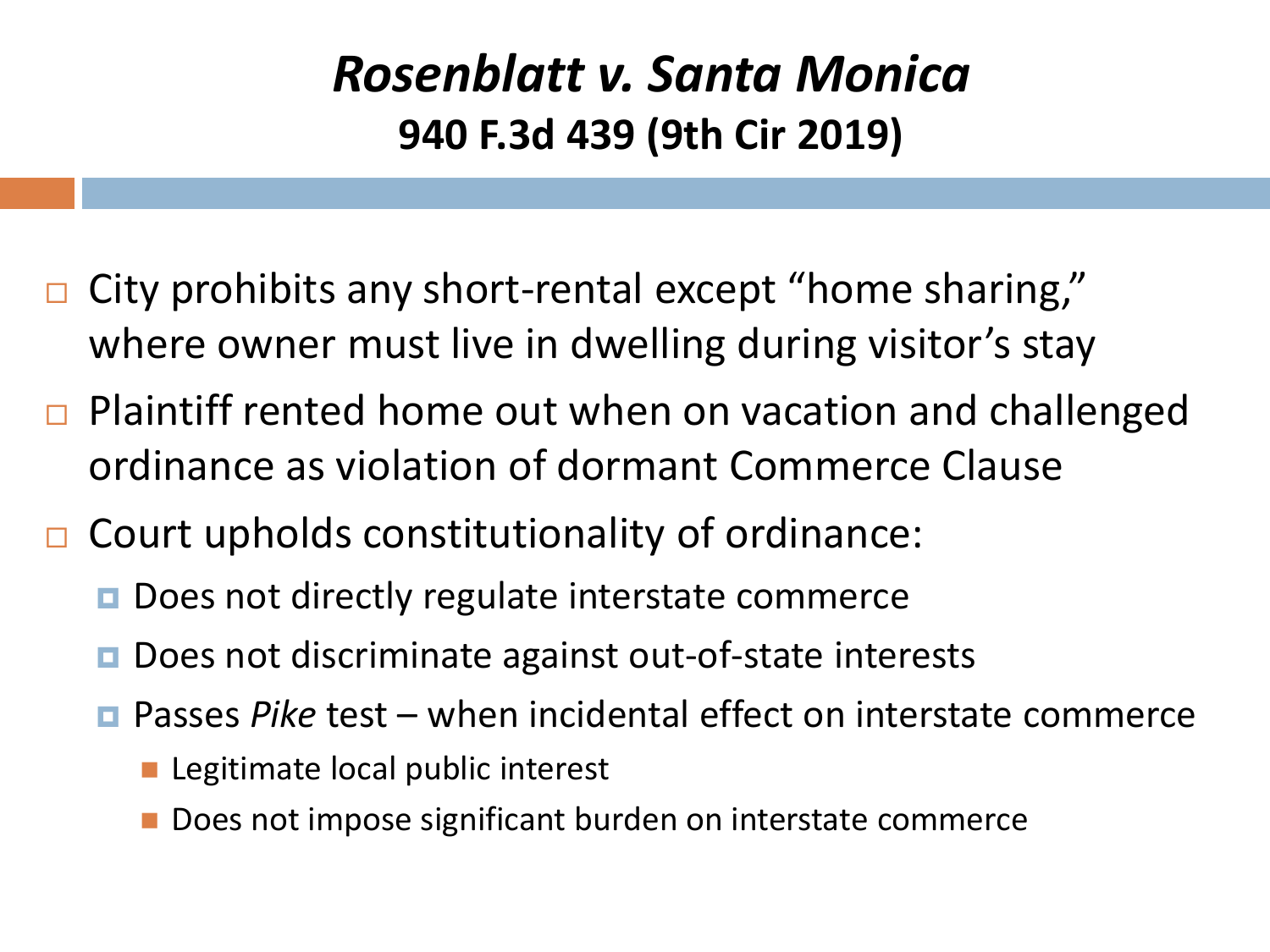# *Rosenblatt v. Santa Monica*

## 940 F.3d 439 (9th Cir 2019)

- City prohibits any short-rental except "home sharing," where owner must live in dwelling during visitor's stay
- Plaintiff rented home out when on vacation and challenged ordinance as violation of dormant Commerce Clause
- Court upholds constitutionality of ordinance:
  - Does not directly regulate interstate commerce
  - Does not discriminate against out-of-state interests
  - Passes *Pike* test – when incidental effect on interstate commerce
    - Legitimate local public interest
    - Does not impose significant burden on interstate commerce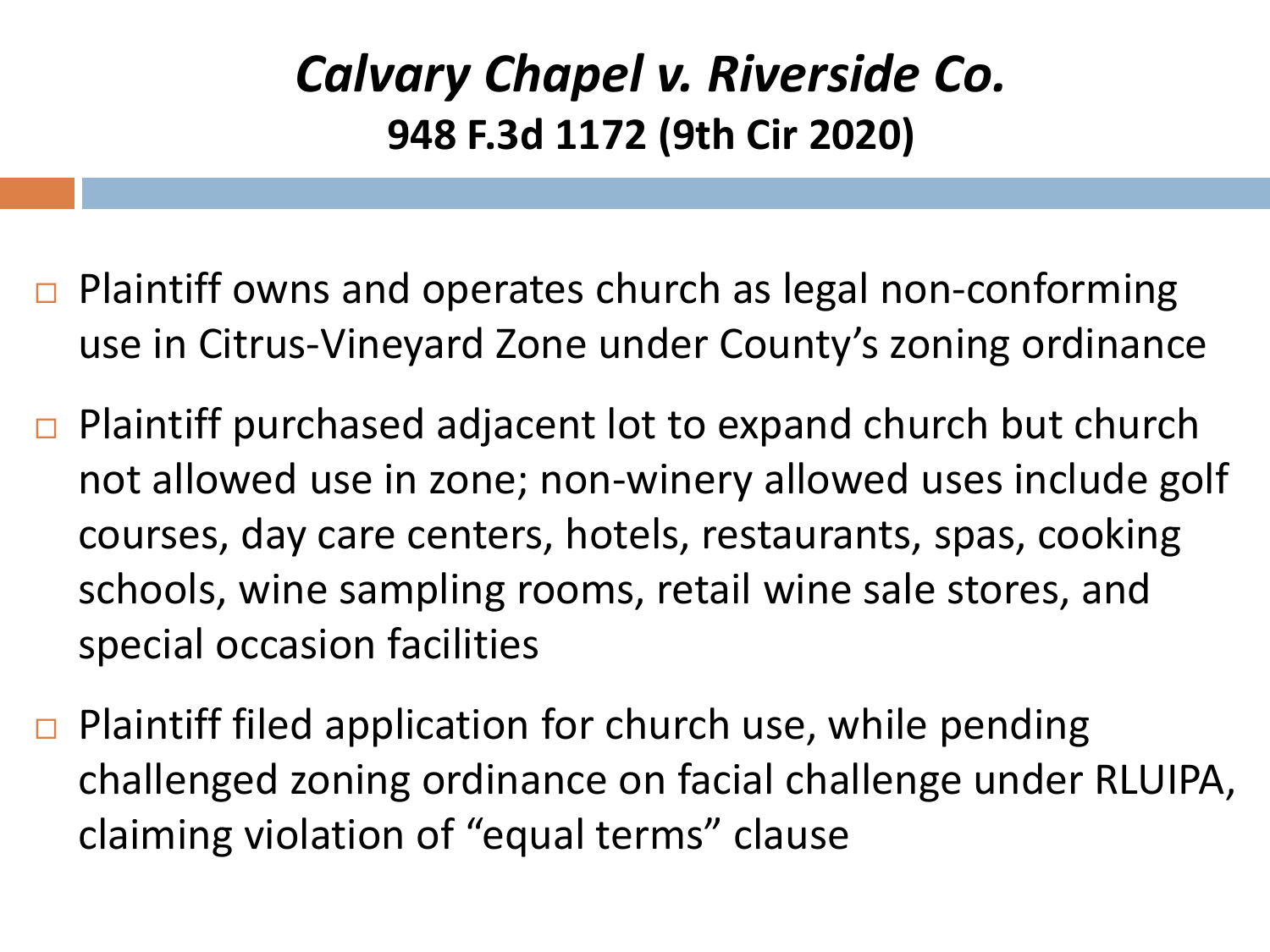# *Calvary Chapel v. Riverside Co.*

## 948 F.3d 1172 (9th Cir 2020)

- Plaintiff owns and operates church as legal non-conforming use in Citrus-Vineyard Zone under County's zoning ordinance
- Plaintiff purchased adjacent lot to expand church but church not allowed use in zone; non-winery allowed uses include golf courses, day care centers, hotels, restaurants, spas, cooking schools, wine sampling rooms, retail wine sale stores, and special occasion facilities
- Plaintiff filed application for church use, while pending challenged zoning ordinance on facial challenge under RLUIPA, claiming violation of "equal terms" clause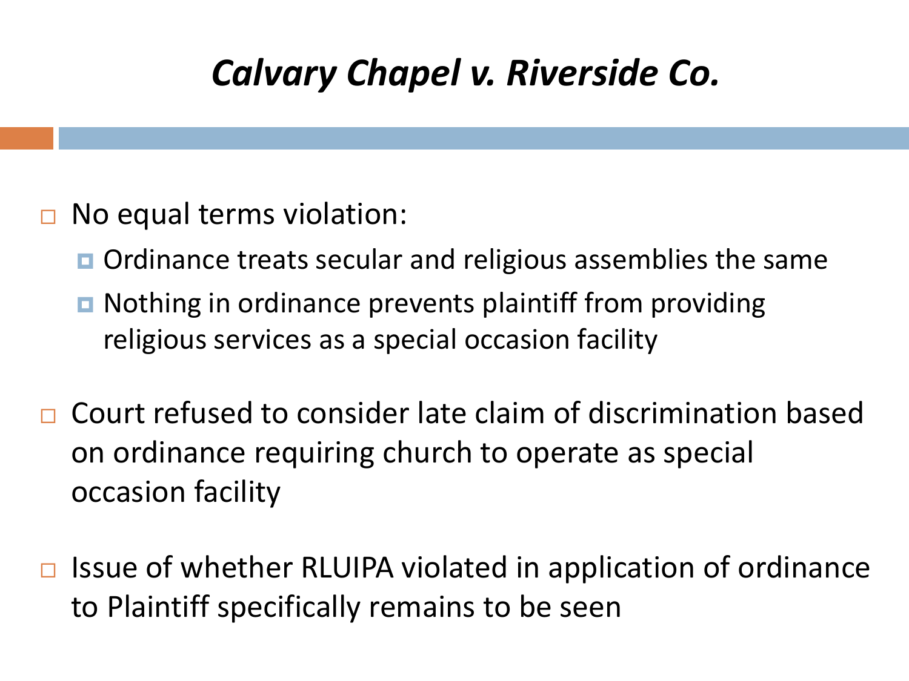# *Calvary Chapel v. Riverside Co.*

- No equal terms violation:
  - Ordinance treats secular and religious assemblies the same
  - Nothing in ordinance prevents plaintiff from providing religious services as a special occasion facility
- Court refused to consider late claim of discrimination based on ordinance requiring church to operate as special occasion facility
- Issue of whether RLUIPA violated in application of ordinance to Plaintiff specifically remains to be seen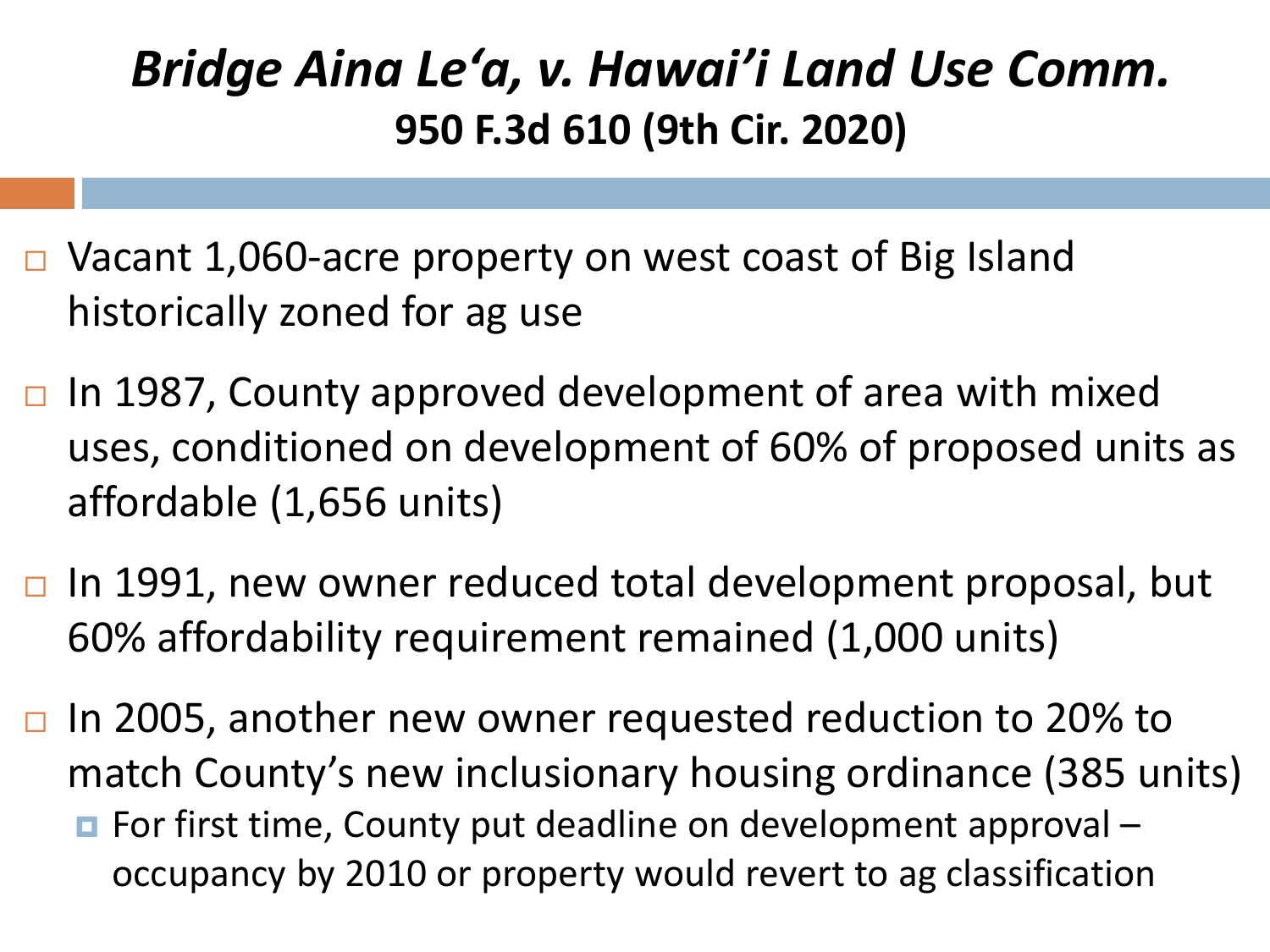# *Bridge Aina Le'a, v. Hawai'i Land Use Comm.*

## 950 F.3d 610 (9th Cir. 2020)

- Vacant 1,060-acre property on west coast of Big Island historically zoned for ag use
- In 1987, County approved development of area with mixed uses, conditioned on development of 60% of proposed units as affordable (1,656 units)
- In 1991, new owner reduced total development proposal, but 60% affordability requirement remained (1,000 units)
- In 2005, another new owner requested reduction to 20% to match County's new inclusionary housing ordinance (385 units)
  - For first time, County put deadline on development approval – occupancy by 2010 or property would revert to ag classification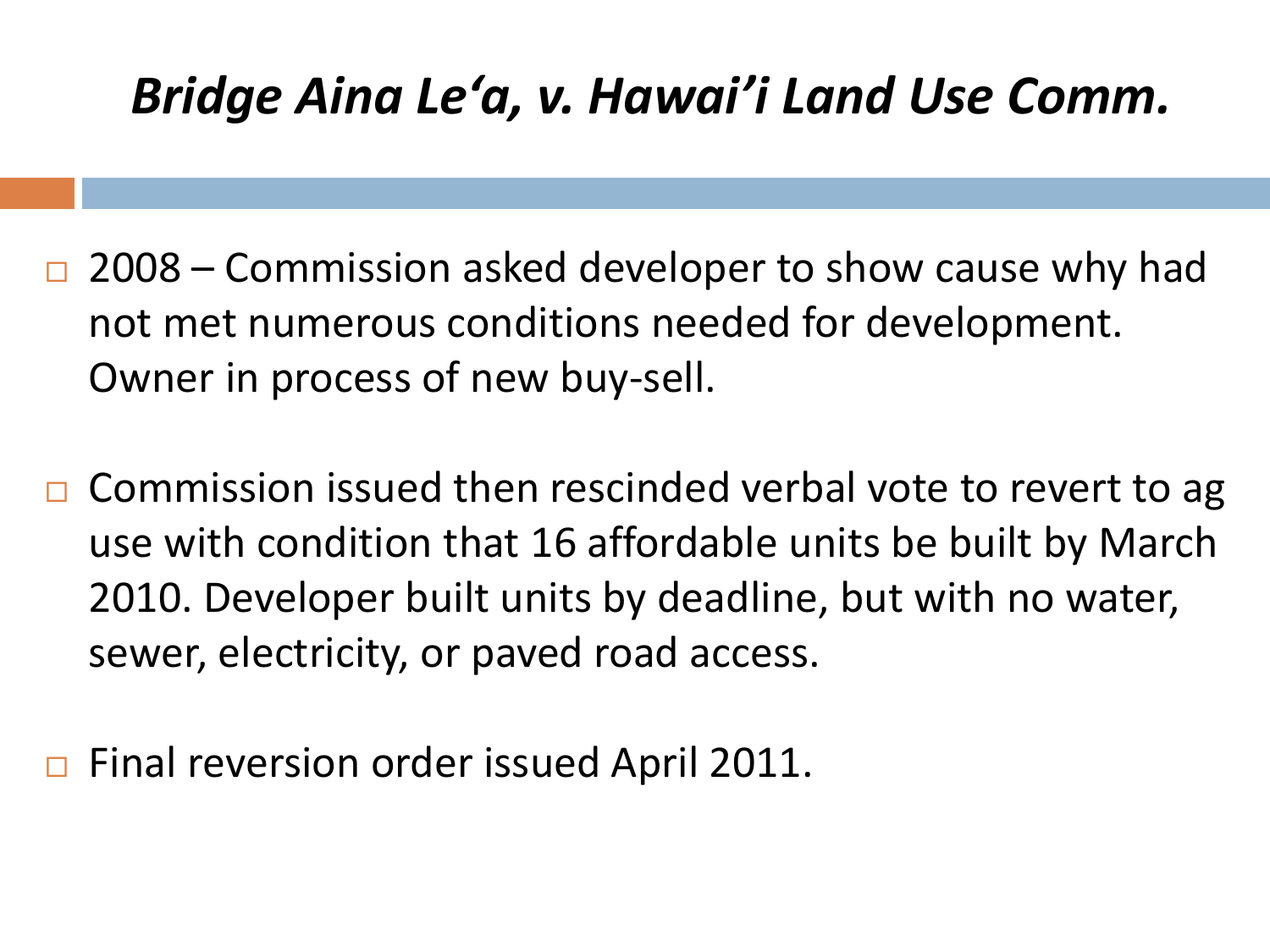# *Bridge Aina Le‘a, v. Hawai’i Land Use Comm.*

- 2008 – Commission asked developer to show cause why had not met numerous conditions needed for development. Owner in process of new buy-sell.
- Commission issued then rescinded verbal vote to revert to ag use with condition that 16 affordable units be built by March 2010. Developer built units by deadline, but with no water, sewer, electricity, or paved road access.
- Final reversion order issued April 2011.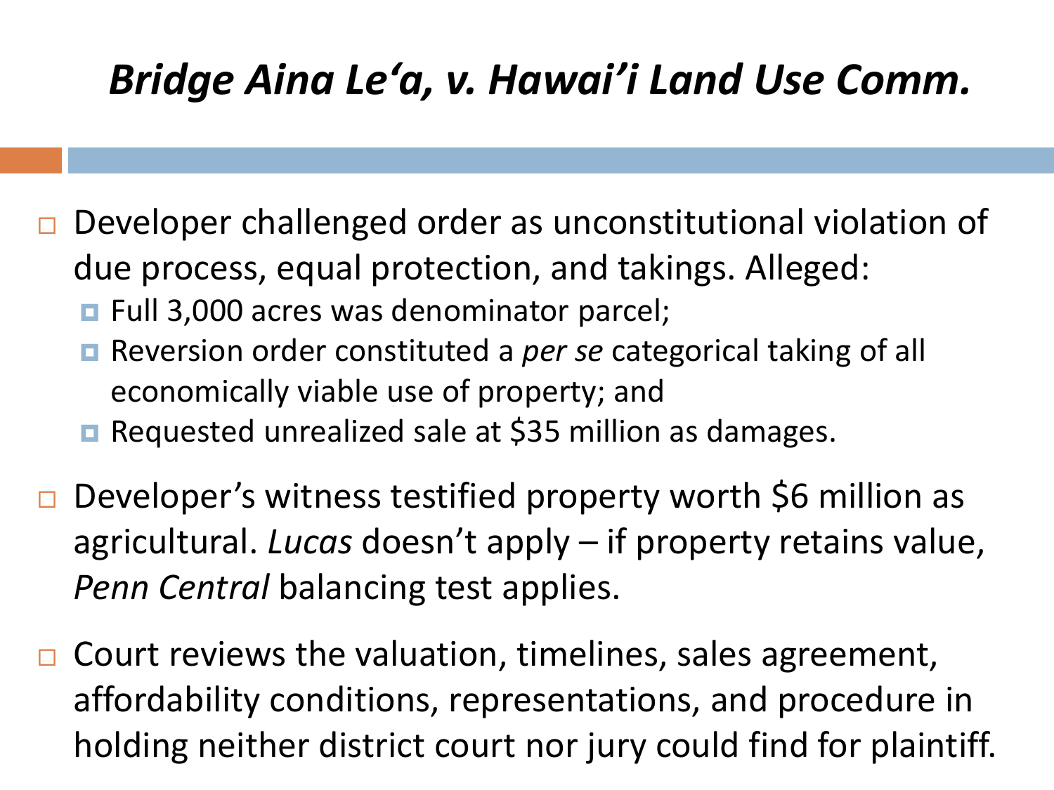# *Bridge Aina Le'a, v. Hawai'i Land Use Comm.*

- Developer challenged order as unconstitutional violation of due process, equal protection, and takings. Alleged:
  - Full 3,000 acres was denominator parcel;
  - Reversion order constituted a *per se* categorical taking of all economically viable use of property; and
  - Requested unrealized sale at $35 million as damages.
- Developer's witness testified property worth $6 million as agricultural. *Lucas* doesn't apply – if property retains value, *Penn Central* balancing test applies.
- Court reviews the valuation, timelines, sales agreement, affordability conditions, representations, and procedure in holding neither district court nor jury could find for plaintiff.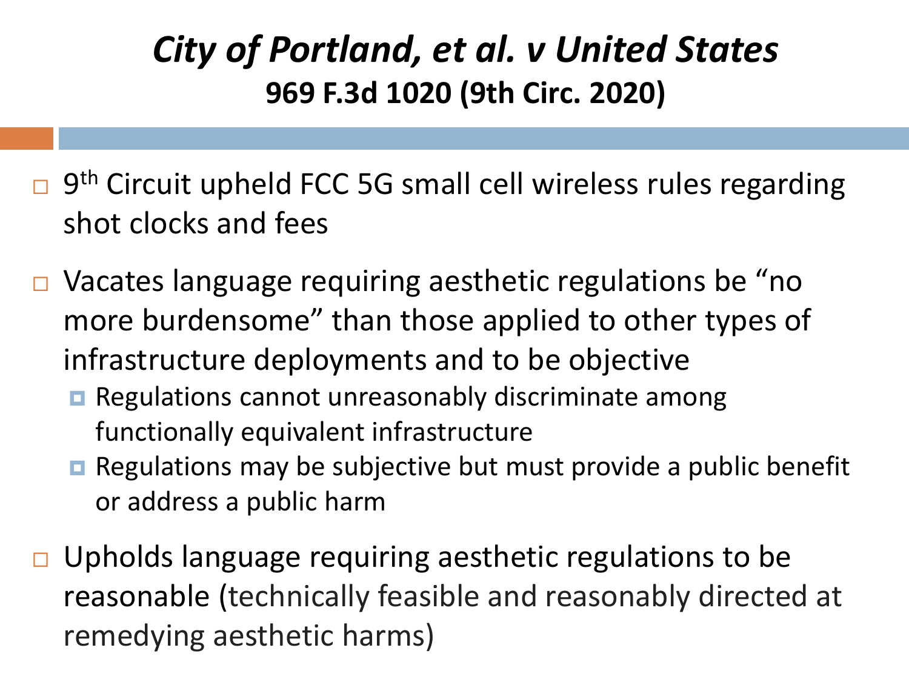# *City of Portland, et al. v United States*

## 969 F.3d 1020 (9th Circ. 2020)

- 9th Circuit upheld FCC 5G small cell wireless rules regarding shot clocks and fees
- Vacates language requiring aesthetic regulations be "no more burdensome" than those applied to other types of infrastructure deployments and to be objective
  - Regulations cannot unreasonably discriminate among functionally equivalent infrastructure
  - Regulations may be subjective but must provide a public benefit or address a public harm
- Upholds language requiring aesthetic regulations to be reasonable (technically feasible and reasonably directed at remedying aesthetic harms)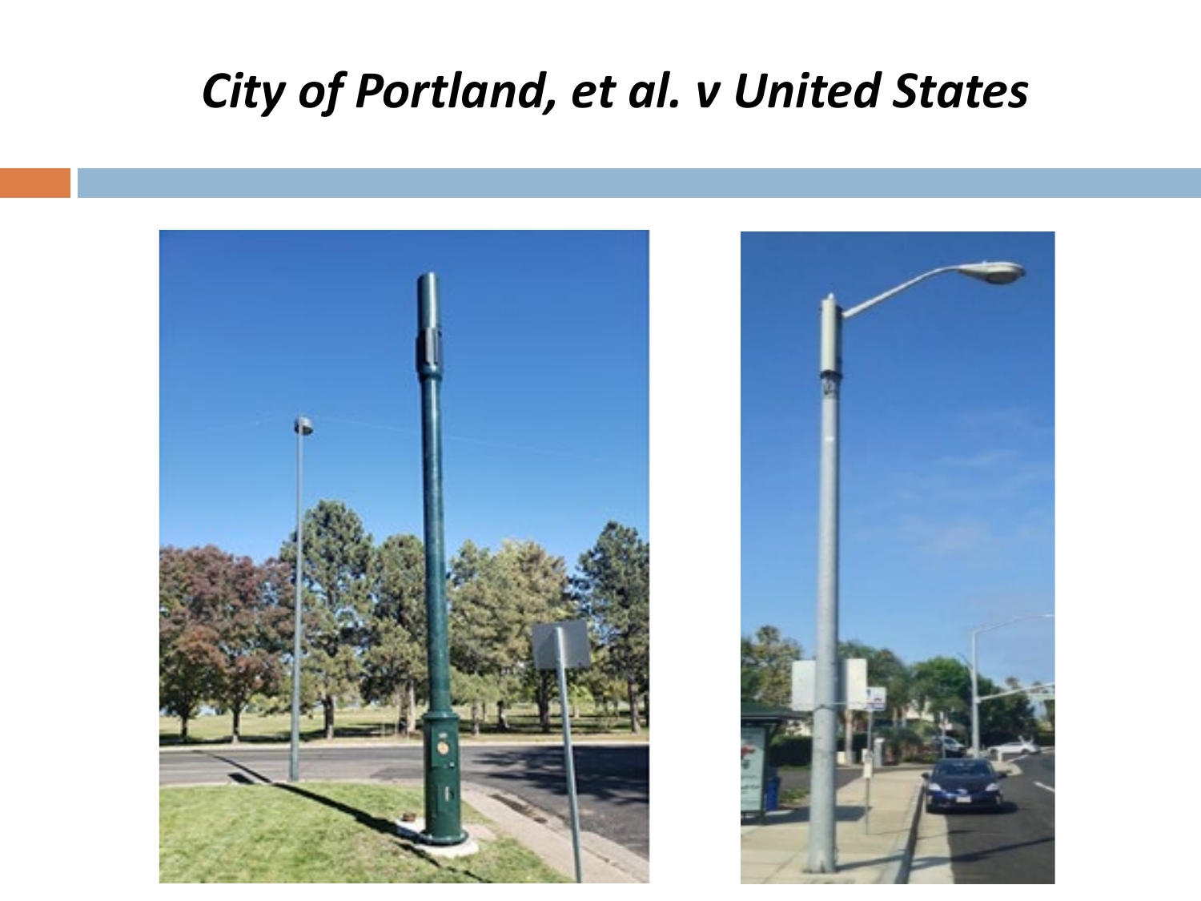# *City of Portland, et al. v United States*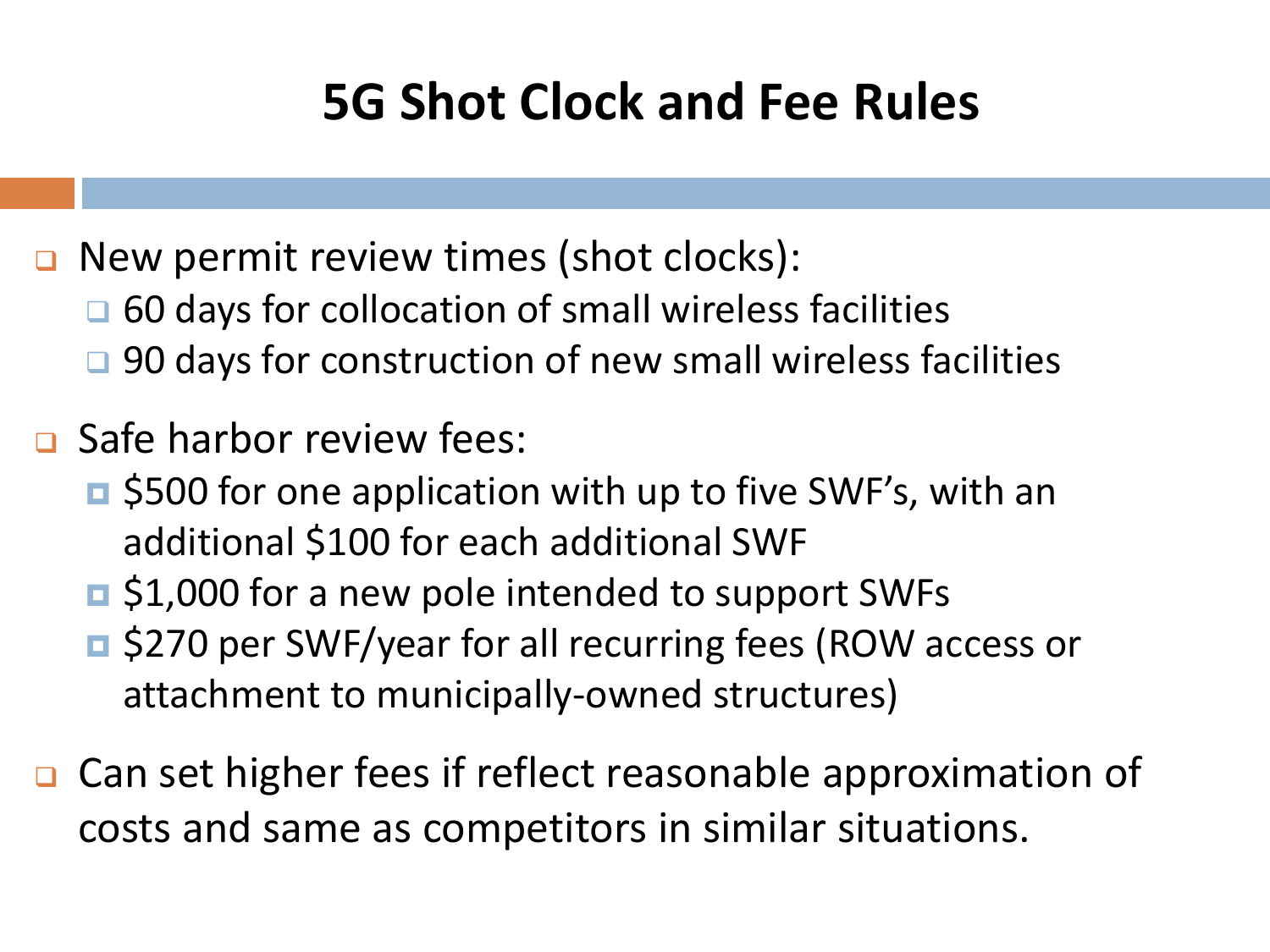# 5G Shot Clock and Fee Rules

- New permit review times (shot clocks):
  - 60 days for collocation of small wireless facilities
  - 90 days for construction of new small wireless facilities
- Safe harbor review fees:
  - $500 for one application with up to five SWF's, with an additional $100 for each additional SWF
  - $1,000 for a new pole intended to support SWFs
  - $270 per SWF/year for all recurring fees (ROW access or attachment to municipally-owned structures)
- Can set higher fees if reflect reasonable approximation of costs and same as competitors in similar situations.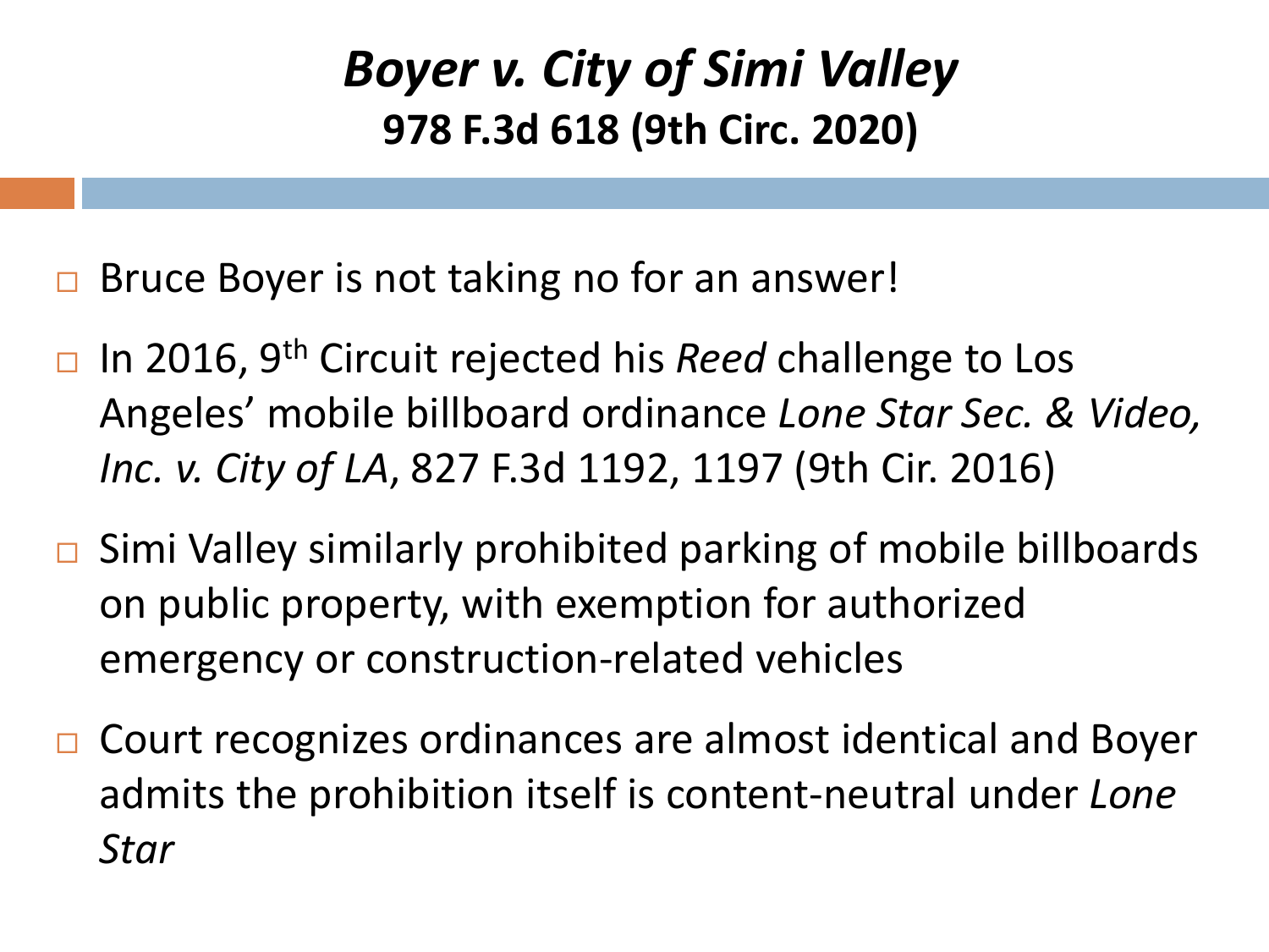# *Boyer v. City of Simi Valley*

## 978 F.3d 618 (9th Circ. 2020)

- Bruce Boyer is not taking no for an answer!
- In 2016, 9th Circuit rejected his *Reed* challenge to Los Angeles' mobile billboard ordinance *Lone Star Sec. & Video, Inc. v. City of LA*, 827 F.3d 1192, 1197 (9th Cir. 2016)
- Simi Valley similarly prohibited parking of mobile billboards on public property, with exemption for authorized emergency or construction-related vehicles
- Court recognizes ordinances are almost identical and Boyer admits the prohibition itself is content-neutral under *Lone Star*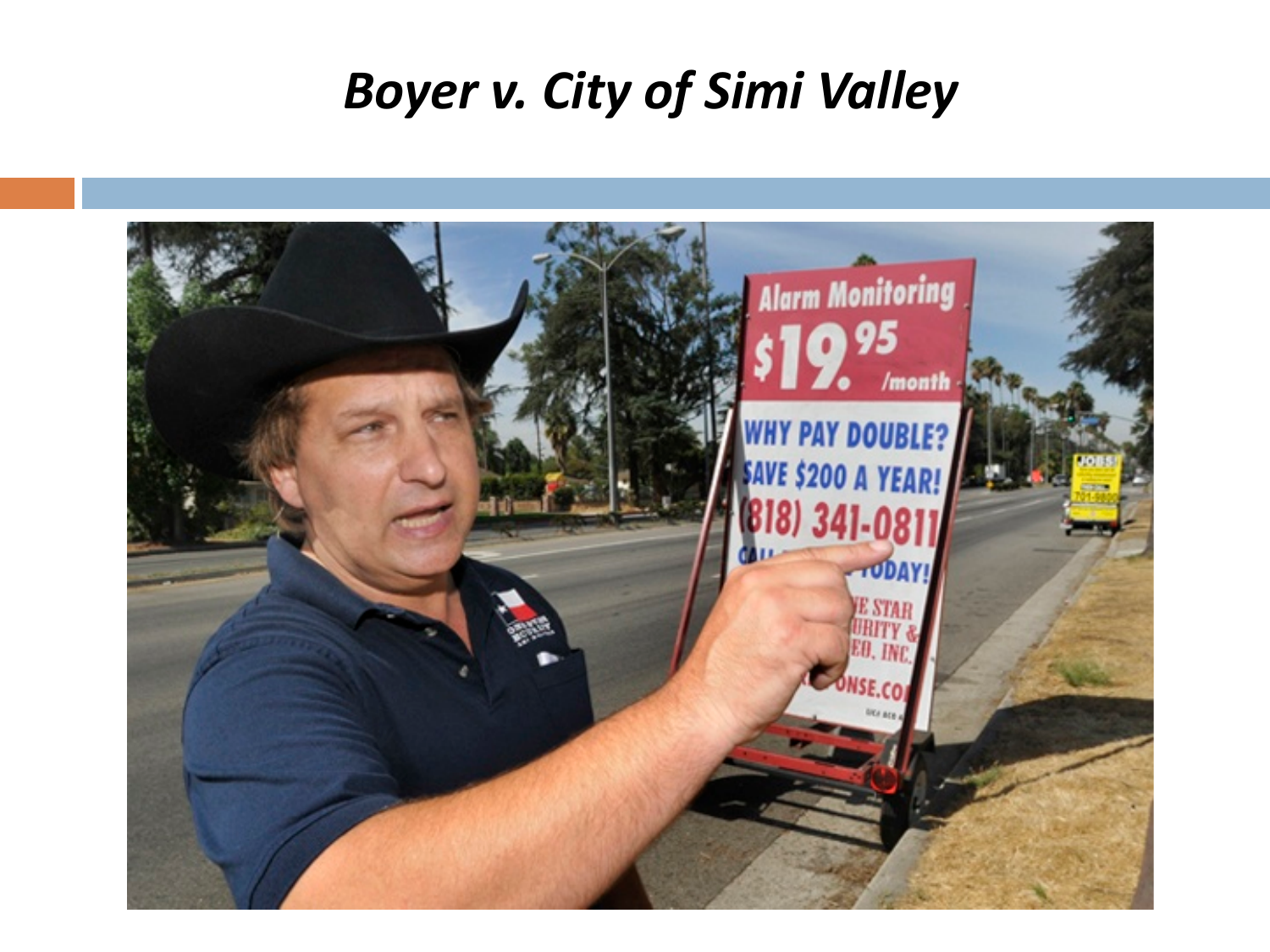# *Boyer v. City of Simi Valley*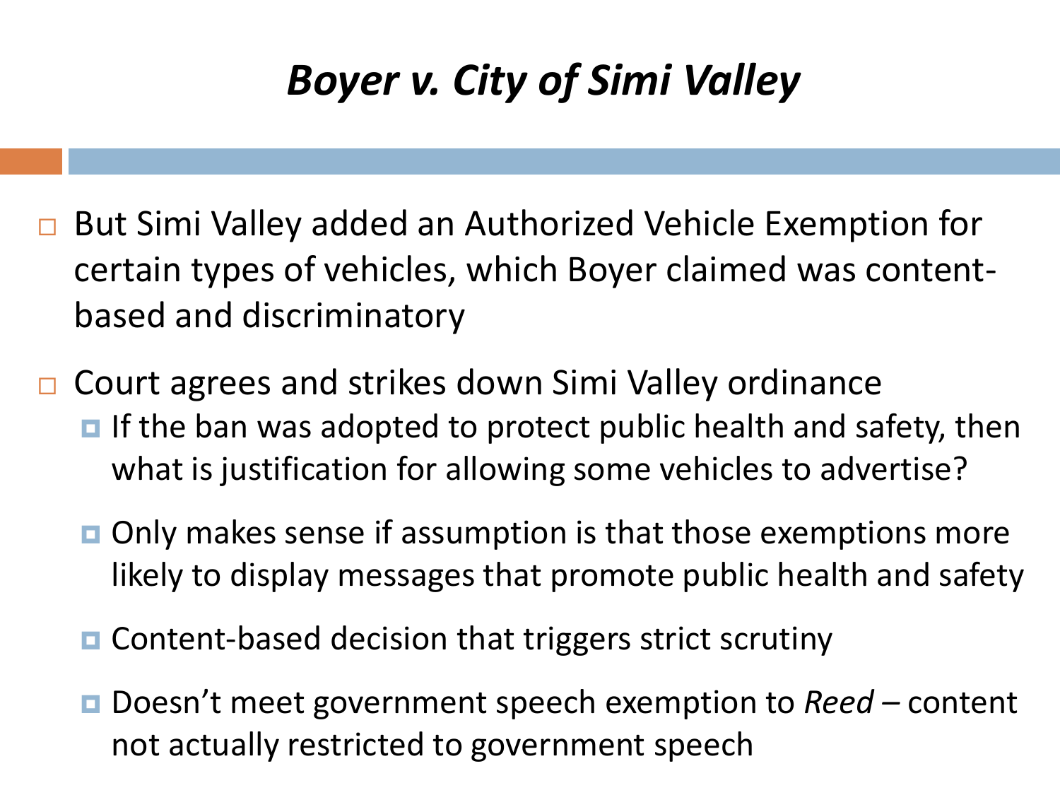# *Boyer v. City of Simi Valley*

- But Simi Valley added an Authorized Vehicle Exemption for certain types of vehicles, which Boyer claimed was content-based and discriminatory
- Court agrees and strikes down Simi Valley ordinance
  - If the ban was adopted to protect public health and safety, then what is justification for allowing some vehicles to advertise?
  - Only makes sense if assumption is that those exemptions more likely to display messages that promote public health and safety
  - Content-based decision that triggers strict scrutiny
  - Doesn't meet government speech exemption to *Reed* – content not actually restricted to government speech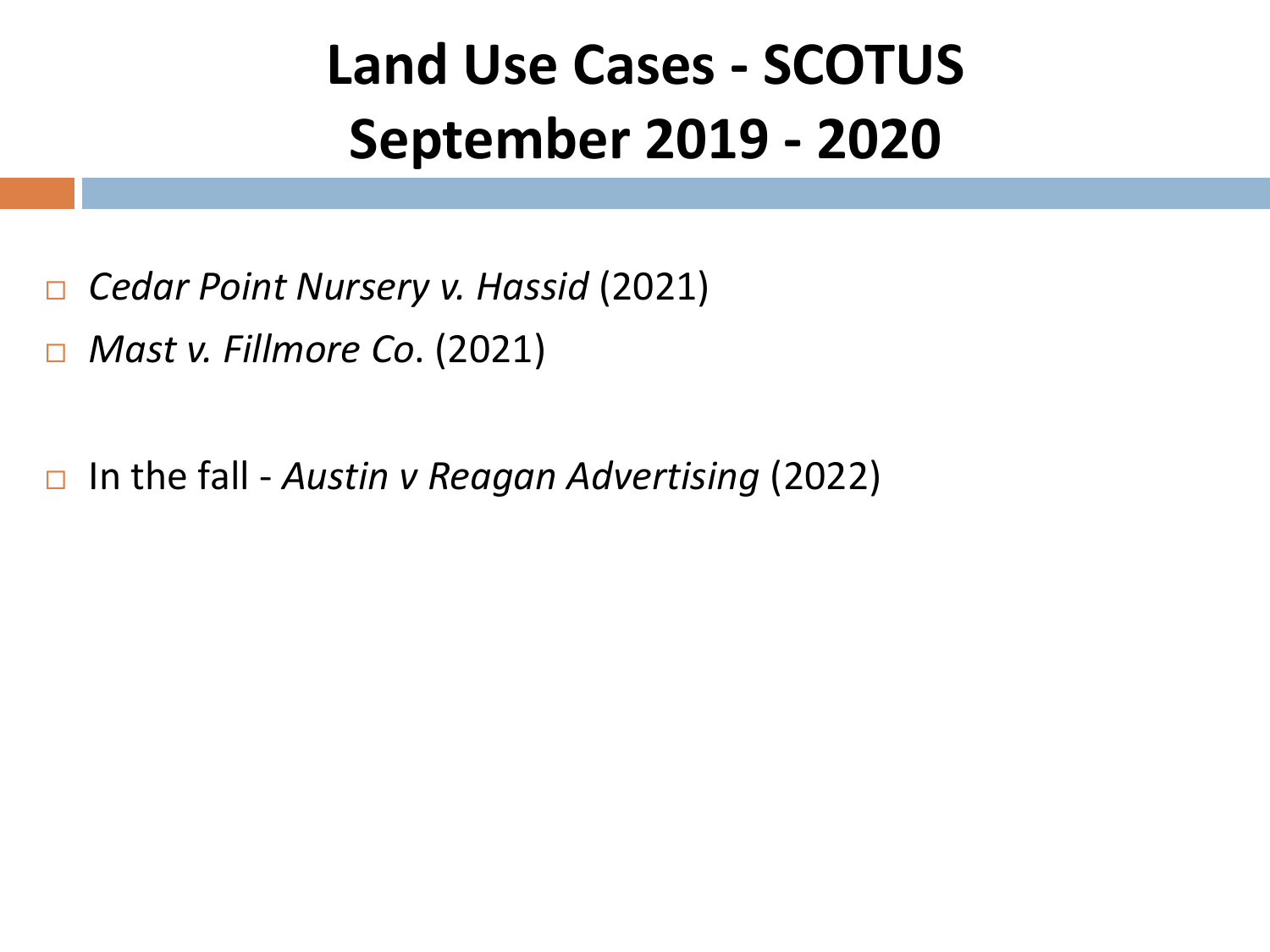# Land Use Cases - SCOTUS September 2019 - 2020

- *Cedar Point Nursery v. Hassid* (2021)
- *Mast v. Fillmore Co*. (2021)

- In the fall - *Austin v Reagan Advertising* (2022)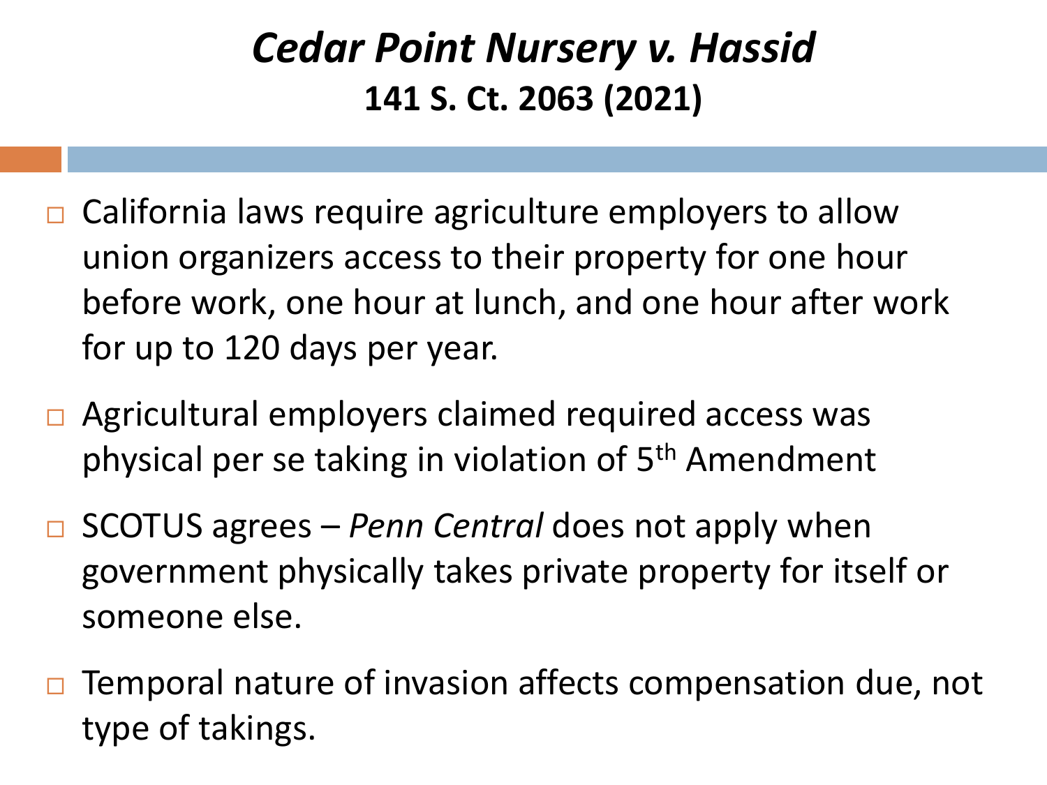# *Cedar Point Nursery v. Hassid*

## 141 S. Ct. 2063 (2021)

- California laws require agriculture employers to allow union organizers access to their property for one hour before work, one hour at lunch, and one hour after work for up to 120 days per year.
- Agricultural employers claimed required access was physical per se taking in violation of 5th Amendment
- SCOTUS agrees – *Penn Central* does not apply when government physically takes private property for itself or someone else.
- Temporal nature of invasion affects compensation due, not type of takings.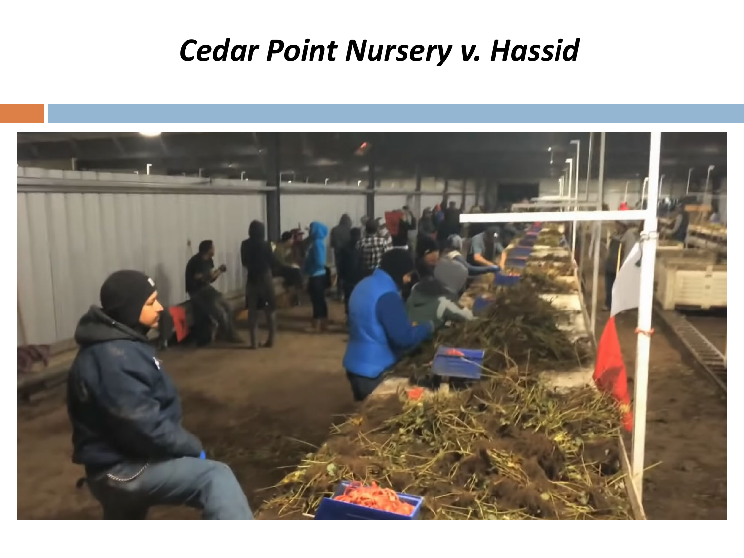# *Cedar Point Nursery v. Hassid*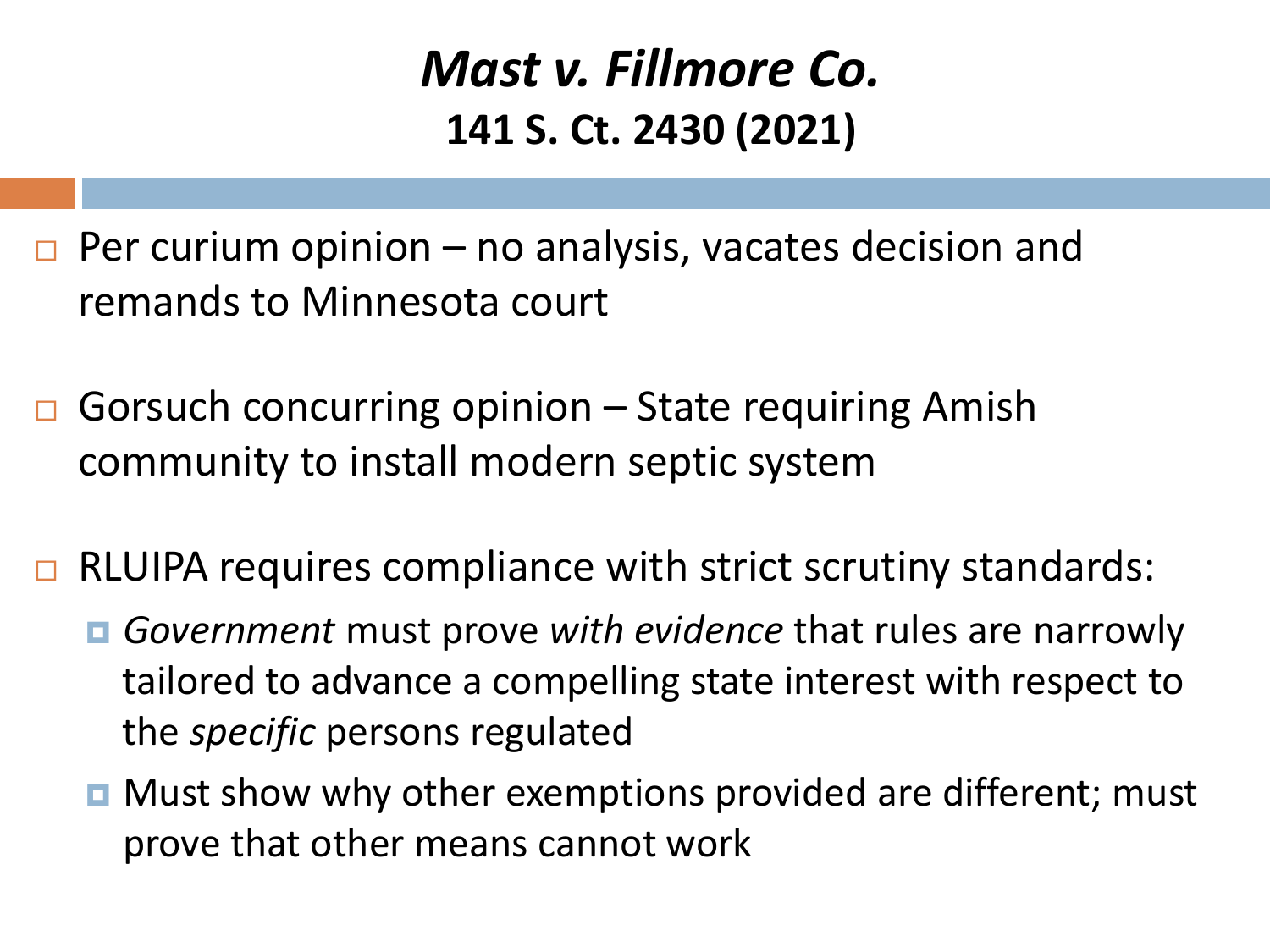# *Mast v. Fillmore Co.*

## 141 S. Ct. 2430 (2021)

- Per curium opinion – no analysis, vacates decision and remands to Minnesota court
- Gorsuch concurring opinion – State requiring Amish community to install modern septic system
- RLUIPA requires compliance with strict scrutiny standards:
  - *Government* must prove *with evidence* that rules are narrowly tailored to advance a compelling state interest with respect to the *specific* persons regulated
  - Must show why other exemptions provided are different; must prove that other means cannot work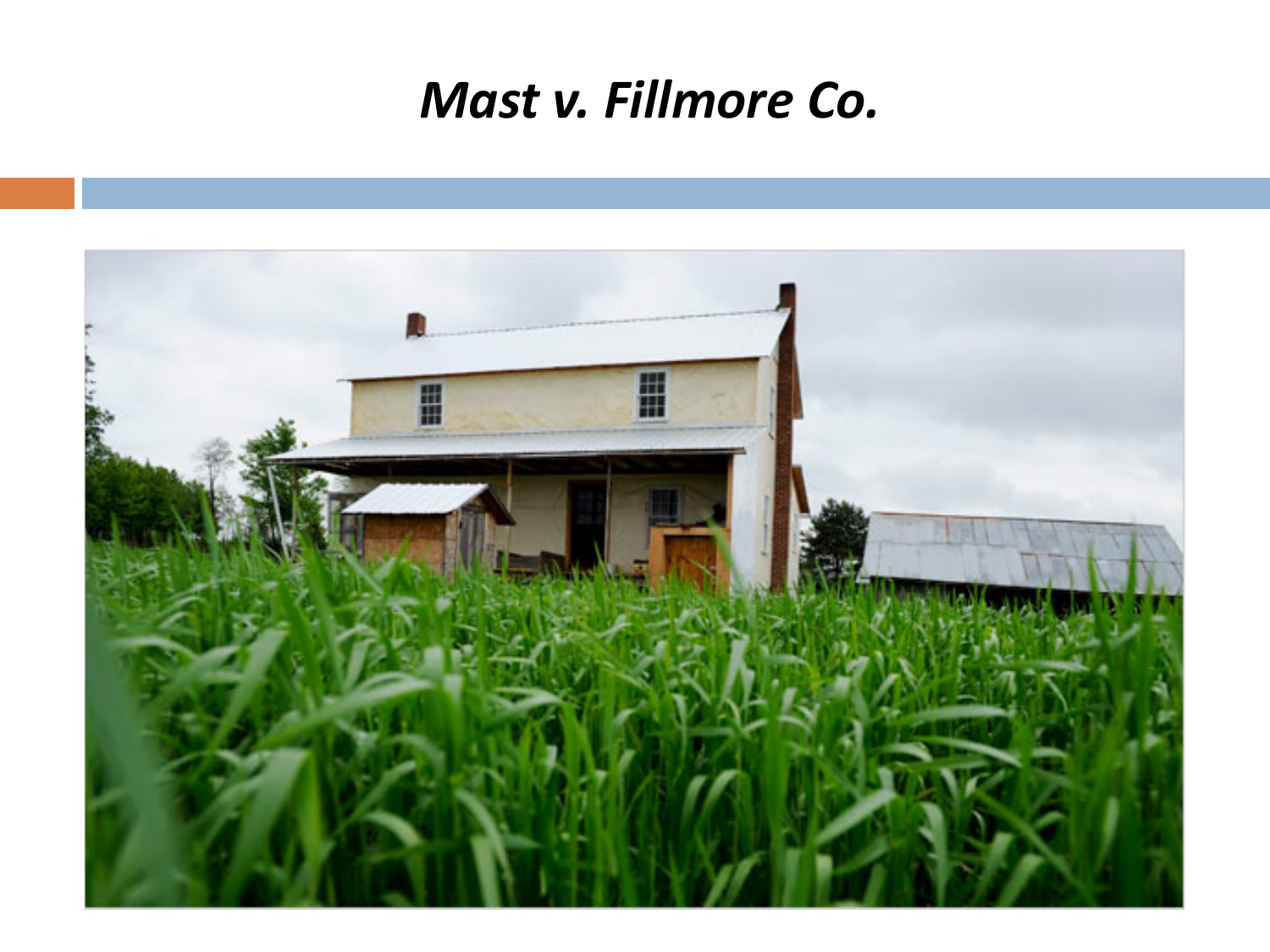# *Mast v. Fillmore Co.*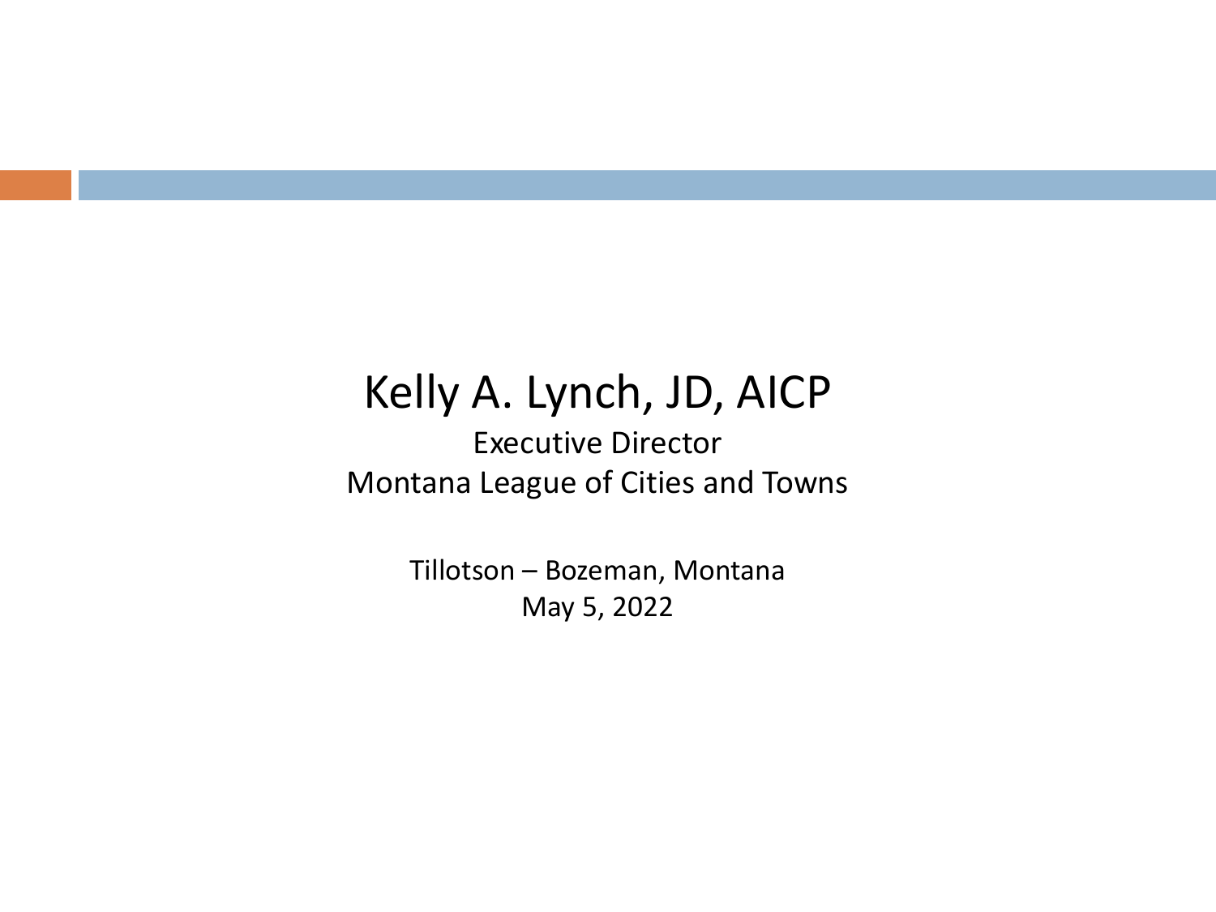# Kelly A. Lynch, JD, AICP

Executive Director
Montana League of Cities and Towns

Tillotson – Bozeman, Montana
May 5, 2022